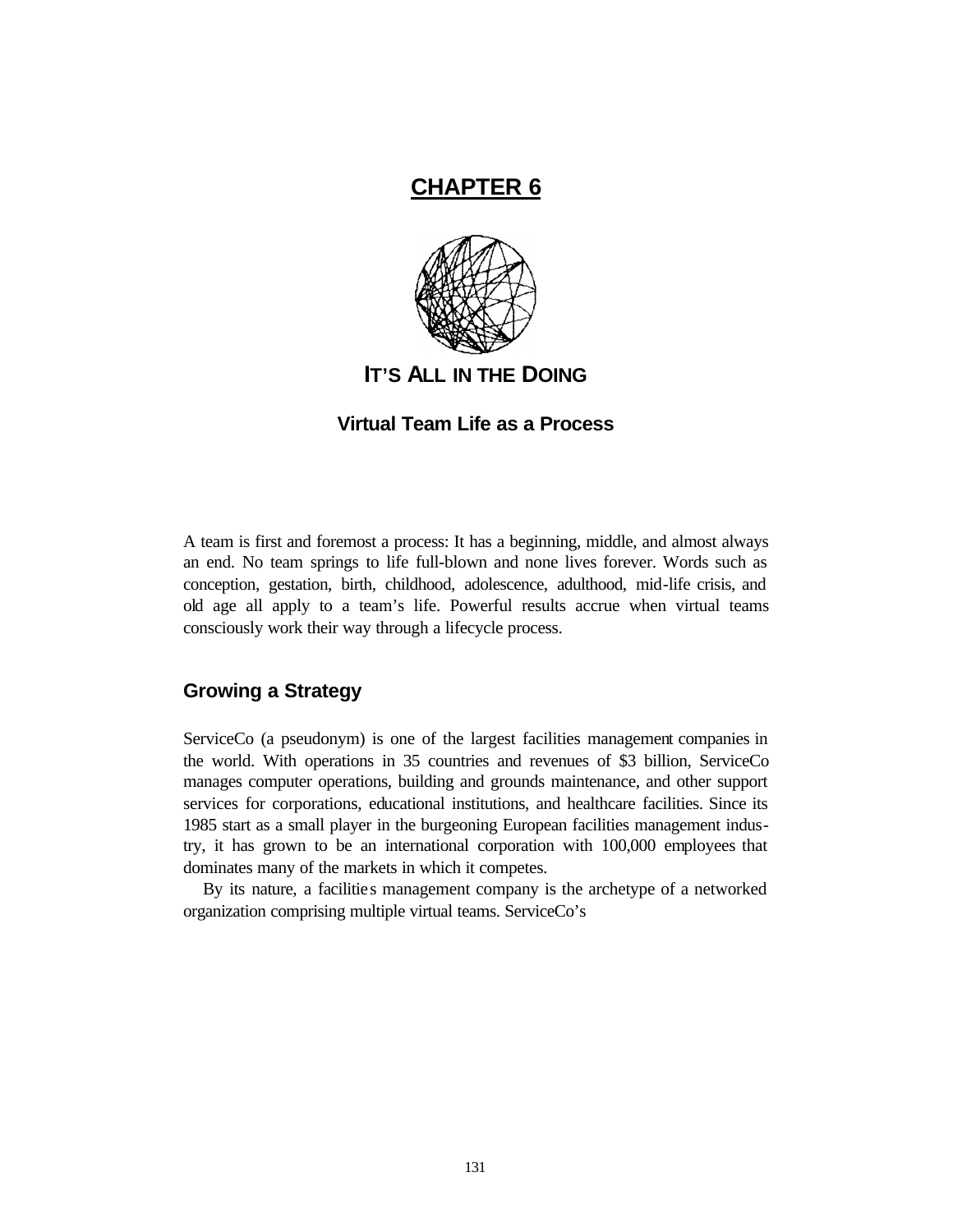# CHAPTER 6

## IT'S ALL IN THE DOING

### Virtual Team Life as a Process

A team is first and foremost a process: It has a beginning, middle, and almost always an end. No team springs to life full-blown and none lives forever. Words such as conception, gestation, birth, childhood, adolescence, adulthood, mid-life crisis, and old age all apply to a team's life. Powerful results accrue when virtual teams consciously work their way through a lifecycle process.

## Growing a Strategy

ServiceCo (a pseudonym) is one of the largest facilities management companies in the world. With operations in 35 countries and revenues of $3 billion, ServiceCo manages computer operations, building and grounds maintenance, and other support services for corporations, educational institutions, and healthcare facilities. Since its 1985 start as a small player in the burgeoning European facilities management industry, it has grown to be an international corporation with 100,000 employees that dominates many of the markets in which it competes.

By its nature, a facilities management company is the archetype of a networked organization comprising multiple virtual teams. ServiceCo's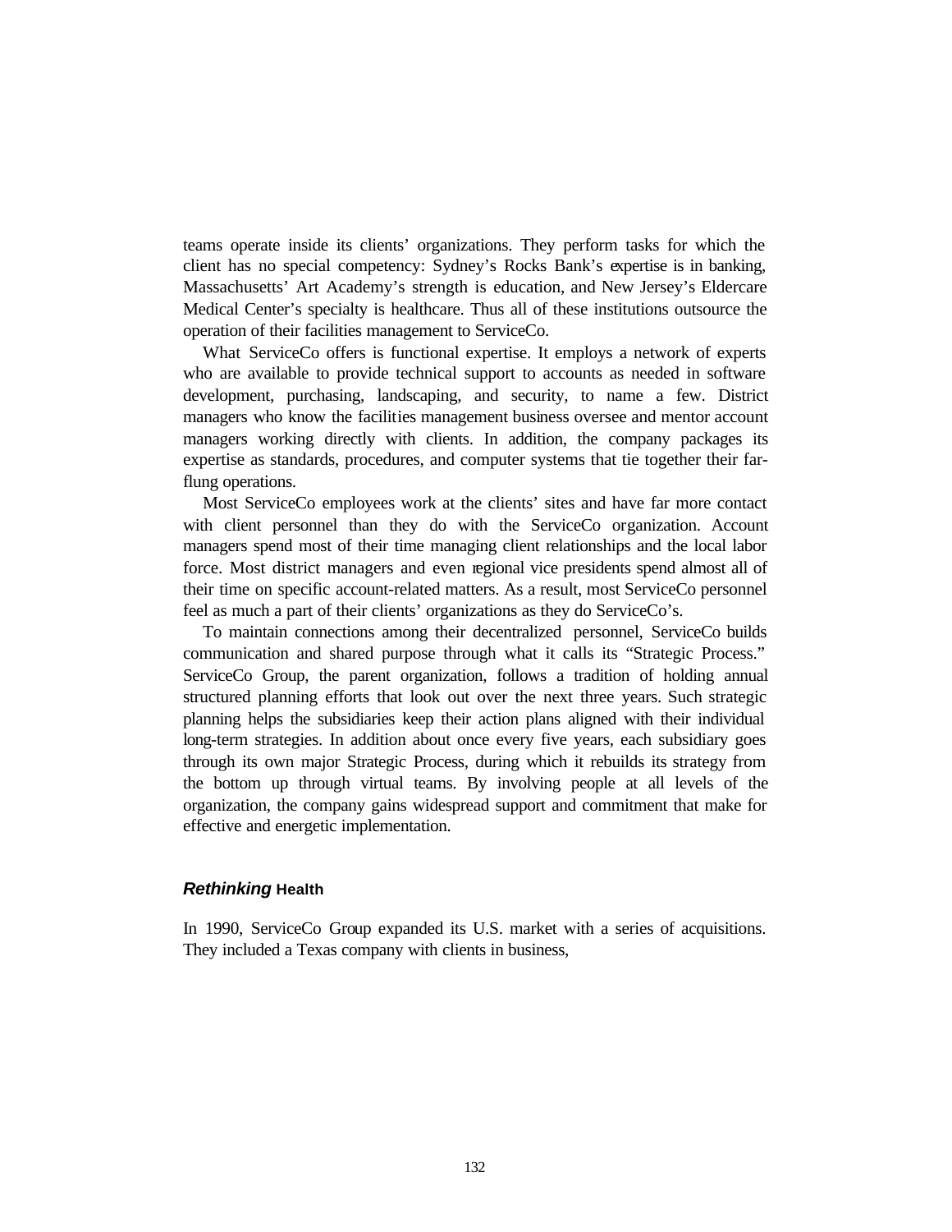teams operate inside its clients' organizations. They perform tasks for which the client has no special competency: Sydney's Rocks Bank's expertise is in banking, Massachusetts' Art Academy's strength is education, and New Jersey's Eldercare Medical Center's specialty is healthcare. Thus all of these institutions outsource the operation of their facilities management to ServiceCo.

What ServiceCo offers is functional expertise. It employs a network of experts who are available to provide technical support to accounts as needed in software development, purchasing, landscaping, and security, to name a few. District managers who know the facilities management business oversee and mentor account managers working directly with clients. In addition, the company packages its expertise as standards, procedures, and computer systems that tie together their far-flung operations.

Most ServiceCo employees work at the clients' sites and have far more contact with client personnel than they do with the ServiceCo organization. Account managers spend most of their time managing client relationships and the local labor force. Most district managers and even regional vice presidents spend almost all of their time on specific account-related matters. As a result, most ServiceCo personnel feel as much a part of their clients' organizations as they do ServiceCo's.

To maintain connections among their decentralized personnel, ServiceCo builds communication and shared purpose through what it calls its "Strategic Process." ServiceCo Group, the parent organization, follows a tradition of holding annual structured planning efforts that look out over the next three years. Such strategic planning helps the subsidiaries keep their action plans aligned with their individual long-term strategies. In addition about once every five years, each subsidiary goes through its own major Strategic Process, during which it rebuilds its strategy from the bottom up through virtual teams. By involving people at all levels of the organization, the company gains widespread support and commitment that make for effective and energetic implementation.

### ***Rethinking* Health**

In 1990, ServiceCo Group expanded its U.S. market with a series of acquisitions. They included a Texas company with clients in business,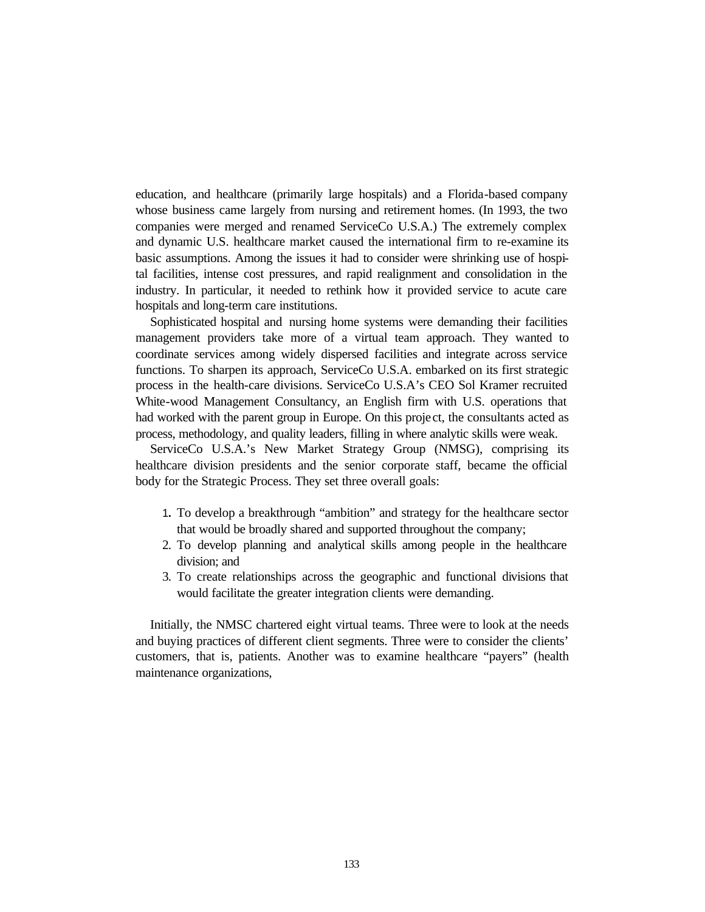education, and healthcare (primarily large hospitals) and a Florida-based company whose business came largely from nursing and retirement homes. (In 1993, the two companies were merged and renamed ServiceCo U.S.A.) The extremely complex and dynamic U.S. healthcare market caused the international firm to re-examine its basic assumptions. Among the issues it had to consider were shrinking use of hospital facilities, intense cost pressures, and rapid realignment and consolidation in the industry. In particular, it needed to rethink how it provided service to acute care hospitals and long-term care institutions.

Sophisticated hospital and nursing home systems were demanding their facilities management providers take more of a virtual team approach. They wanted to coordinate services among widely dispersed facilities and integrate across service functions. To sharpen its approach, ServiceCo U.S.A. embarked on its first strategic process in the health-care divisions. ServiceCo U.S.A's CEO Sol Kramer recruited White-wood Management Consultancy, an English firm with U.S. operations that had worked with the parent group in Europe. On this project, the consultants acted as process, methodology, and quality leaders, filling in where analytic skills were weak.

ServiceCo U.S.A.'s New Market Strategy Group (NMSG), comprising its healthcare division presidents and the senior corporate staff, became the official body for the Strategic Process. They set three overall goals:

1. To develop a breakthrough "ambition" and strategy for the healthcare sector that would be broadly shared and supported throughout the company;
2. To develop planning and analytical skills among people in the healthcare division; and
3. To create relationships across the geographic and functional divisions that would facilitate the greater integration clients were demanding.

Initially, the NMSC chartered eight virtual teams. Three were to look at the needs and buying practices of different client segments. Three were to consider the clients' customers, that is, patients. Another was to examine healthcare "payers" (health maintenance organizations,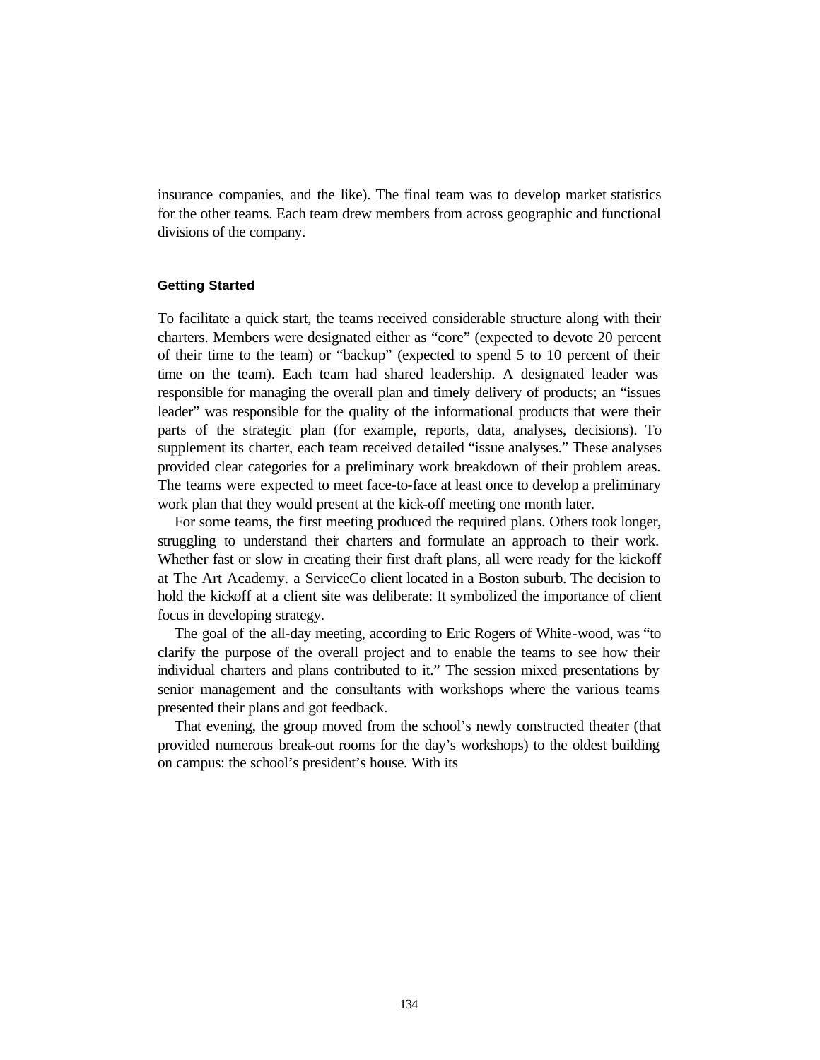insurance companies, and the like). The final team was to develop market statistics for the other teams. Each team drew members from across geographic and functional divisions of the company.

### Getting Started

To facilitate a quick start, the teams received considerable structure along with their charters. Members were designated either as "core" (expected to devote 20 percent of their time to the team) or "backup" (expected to spend 5 to 10 percent of their time on the team). Each team had shared leadership. A designated leader was responsible for managing the overall plan and timely delivery of products; an "issues leader" was responsible for the quality of the informational products that were their parts of the strategic plan (for example, reports, data, analyses, decisions). To supplement its charter, each team received detailed "issue analyses." These analyses provided clear categories for a preliminary work breakdown of their problem areas. The teams were expected to meet face-to-face at least once to develop a preliminary work plan that they would present at the kick-off meeting one month later.

For some teams, the first meeting produced the required plans. Others took longer, struggling to understand their charters and formulate an approach to their work. Whether fast or slow in creating their first draft plans, all were ready for the kickoff at The Art Academy. a ServiceCo client located in a Boston suburb. The decision to hold the kickoff at a client site was deliberate: It symbolized the importance of client focus in developing strategy.

The goal of the all-day meeting, according to Eric Rogers of White-wood, was "to clarify the purpose of the overall project and to enable the teams to see how their individual charters and plans contributed to it." The session mixed presentations by senior management and the consultants with workshops where the various teams presented their plans and got feedback.

That evening, the group moved from the school's newly constructed theater (that provided numerous break-out rooms for the day's workshops) to the oldest building on campus: the school's president's house. With its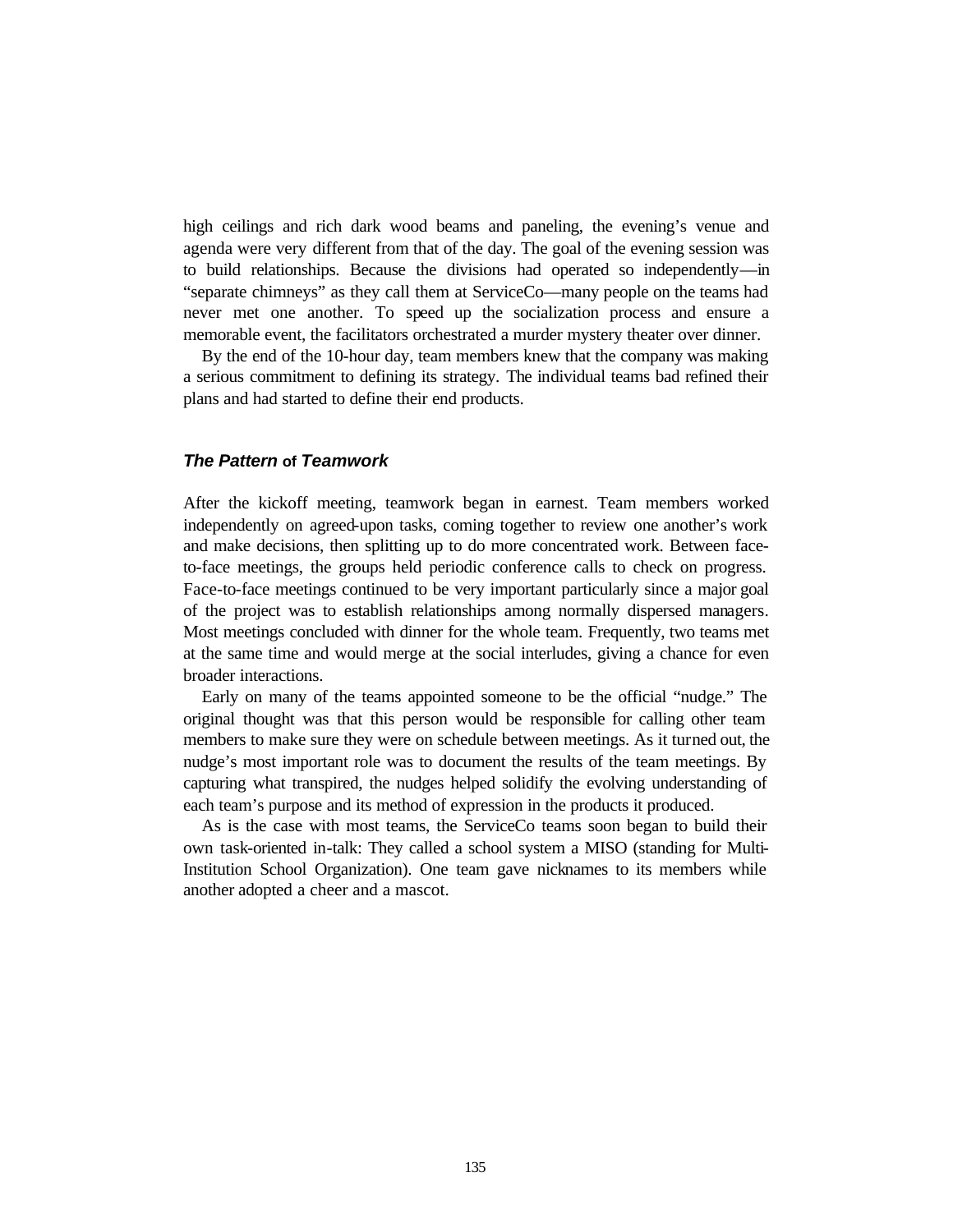high ceilings and rich dark wood beams and paneling, the evening's venue and agenda were very different from that of the day. The goal of the evening session was to build relationships. Because the divisions had operated so independently—in "separate chimneys" as they call them at ServiceCo—many people on the teams had never met one another. To speed up the socialization process and ensure a memorable event, the facilitators orchestrated a murder mystery theater over dinner.

By the end of the 10-hour day, team members knew that the company was making a serious commitment to defining its strategy. The individual teams bad refined their plans and had started to define their end products.

### *The Pattern* of *Teamwork*

After the kickoff meeting, teamwork began in earnest. Team members worked independently on agreed-upon tasks, coming together to review one another's work and make decisions, then splitting up to do more concentrated work. Between face-to-face meetings, the groups held periodic conference calls to check on progress. Face-to-face meetings continued to be very important particularly since a major goal of the project was to establish relationships among normally dispersed managers. Most meetings concluded with dinner for the whole team. Frequently, two teams met at the same time and would merge at the social interludes, giving a chance for even broader interactions.

Early on many of the teams appointed someone to be the official "nudge." The original thought was that this person would be responsible for calling other team members to make sure they were on schedule between meetings. As it turned out, the nudge's most important role was to document the results of the team meetings. By capturing what transpired, the nudges helped solidify the evolving understanding of each team's purpose and its method of expression in the products it produced.

As is the case with most teams, the ServiceCo teams soon began to build their own task-oriented in-talk: They called a school system a MISO (standing for Multi-Institution School Organization). One team gave nicknames to its members while another adopted a cheer and a mascot.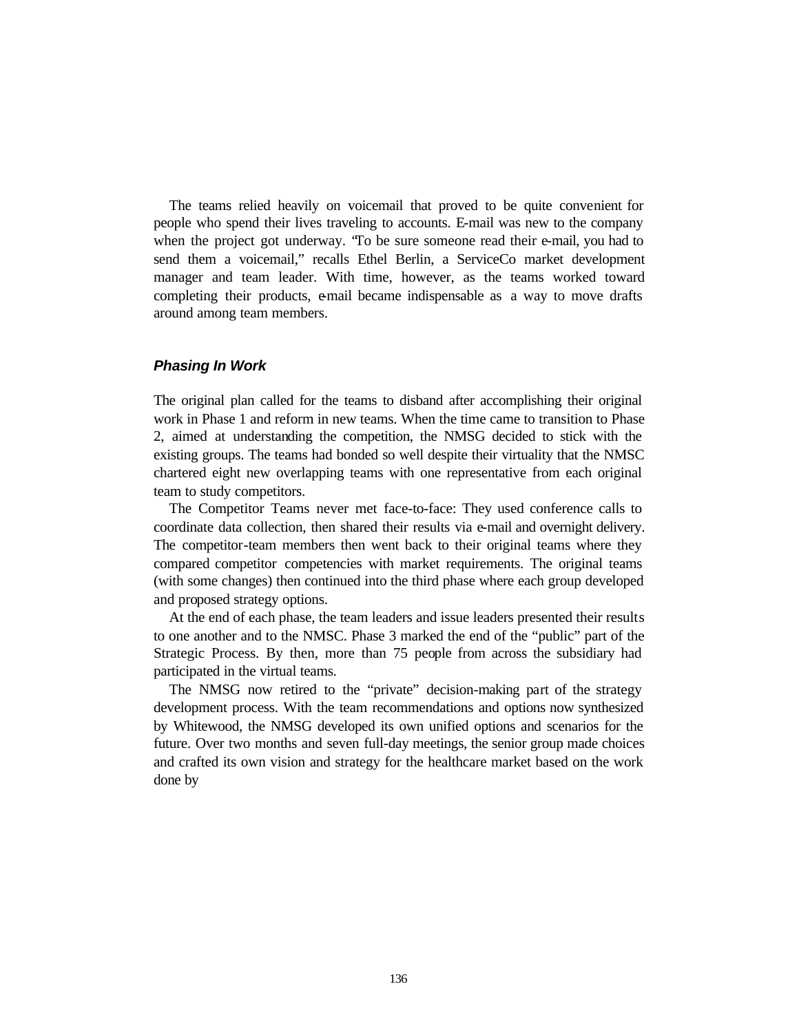The teams relied heavily on voicemail that proved to be quite convenient for people who spend their lives traveling to accounts. E-mail was new to the company when the project got underway. "To be sure someone read their e-mail, you had to send them a voicemail," recalls Ethel Berlin, a ServiceCo market development manager and team leader. With time, however, as the teams worked toward completing their products, e-mail became indispensable as a way to move drafts around among team members.

### *Phasing In Work*

The original plan called for the teams to disband after accomplishing their original work in Phase 1 and reform in new teams. When the time came to transition to Phase 2, aimed at understanding the competition, the NMSG decided to stick with the existing groups. The teams had bonded so well despite their virtuality that the NMSC chartered eight new overlapping teams with one representative from each original team to study competitors.

The Competitor Teams never met face-to-face: They used conference calls to coordinate data collection, then shared their results via e-mail and overnight delivery. The competitor-team members then went back to their original teams where they compared competitor competencies with market requirements. The original teams (with some changes) then continued into the third phase where each group developed and proposed strategy options.

At the end of each phase, the team leaders and issue leaders presented their results to one another and to the NMSC. Phase 3 marked the end of the "public" part of the Strategic Process. By then, more than 75 people from across the subsidiary had participated in the virtual teams.

The NMSG now retired to the "private" decision-making part of the strategy development process. With the team recommendations and options now synthesized by Whitewood, the NMSG developed its own unified options and scenarios for the future. Over two months and seven full-day meetings, the senior group made choices and crafted its own vision and strategy for the healthcare market based on the work done by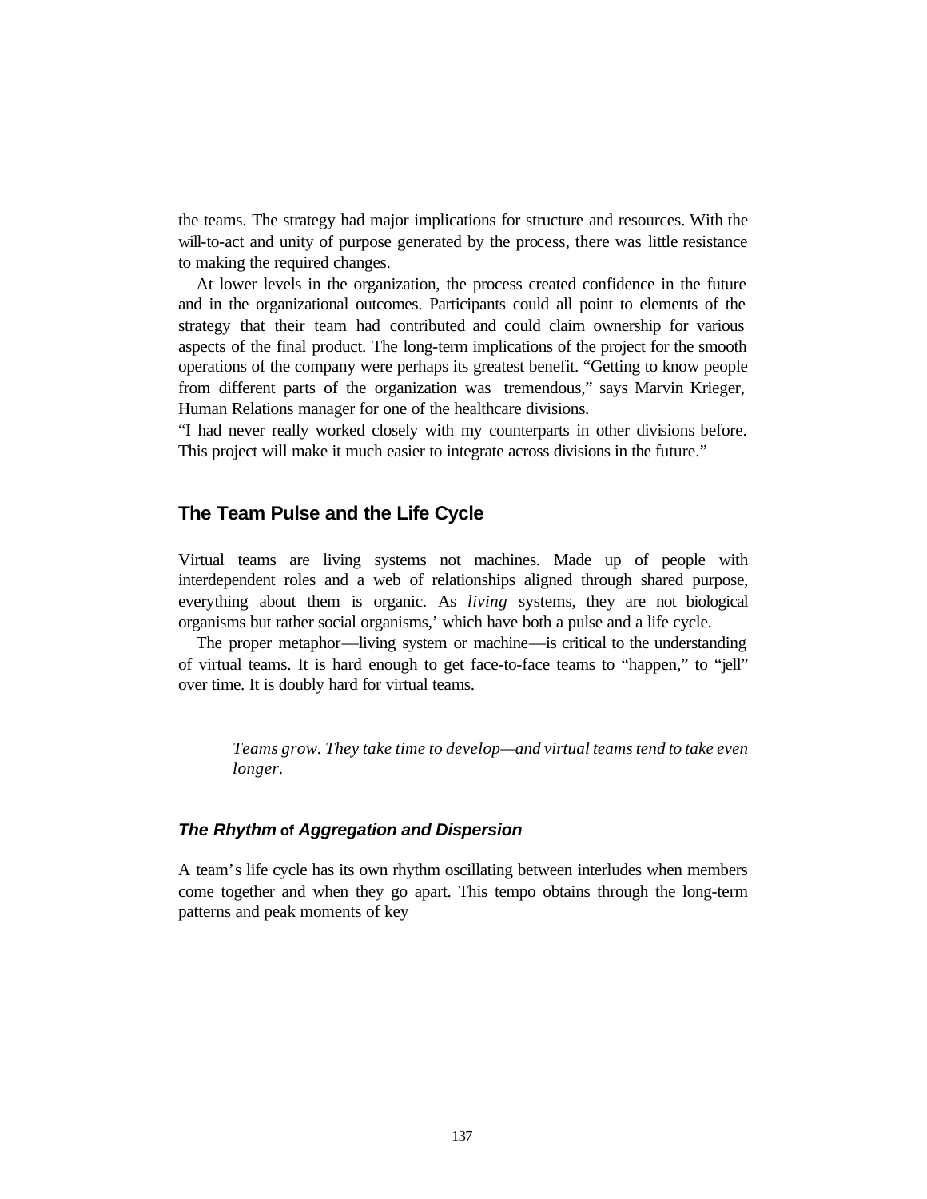the teams. The strategy had major implications for structure and resources. With the will-to-act and unity of purpose generated by the process, there was little resistance to making the required changes.

At lower levels in the organization, the process created confidence in the future and in the organizational outcomes. Participants could all point to elements of the strategy that their team had contributed and could claim ownership for various aspects of the final product. The long-term implications of the project for the smooth operations of the company were perhaps its greatest benefit. “Getting to know people from different parts of the organization was tremendous,” says Marvin Krieger, Human Relations manager for one of the healthcare divisions.
“I had never really worked closely with my counterparts in other divisions before. This project will make it much easier to integrate across divisions in the future.”

## The Team Pulse and the Life Cycle

Virtual teams are living systems not machines. Made up of people with interdependent roles and a web of relationships aligned through shared purpose, everything about them is organic. As *living* systems, they are not biological organisms but rather social organisms,’ which have both a pulse and a life cycle.

The proper metaphor—living system or machine—is critical to the understanding of virtual teams. It is hard enough to get face-to-face teams to “happen,” to “jell” over time. It is doubly hard for virtual teams.

> *Teams grow. They take time to develop—and virtual teams tend to take even longer.*

### *The Rhythm* of *Aggregation and Dispersion*

A team’s life cycle has its own rhythm oscillating between interludes when members come together and when they go apart. This tempo obtains through the long-term patterns and peak moments of key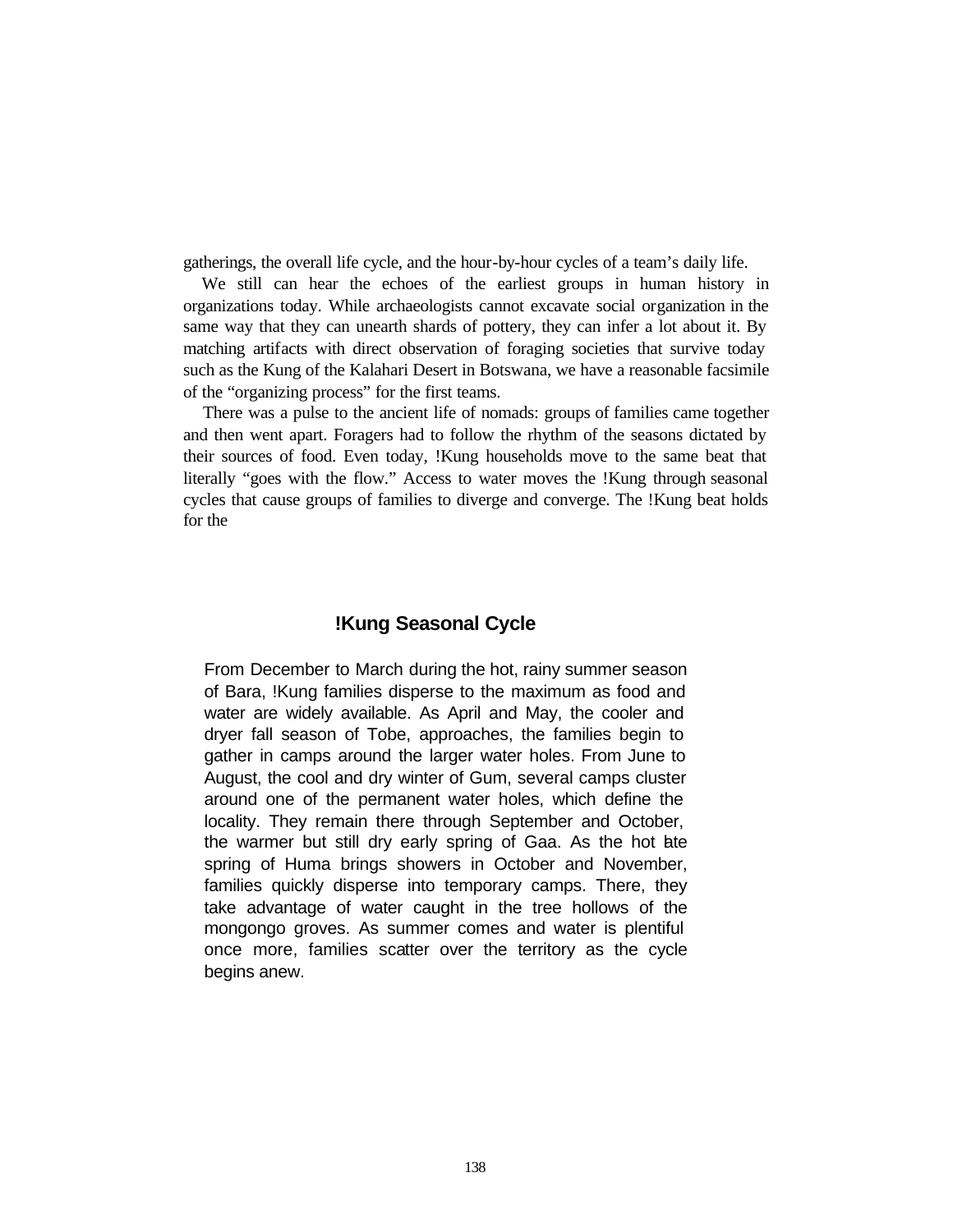gatherings, the overall life cycle, and the hour-by-hour cycles of a team's daily life.

We still can hear the echoes of the earliest groups in human history in organizations today. While archaeologists cannot excavate social organization in the same way that they can unearth shards of pottery, they can infer a lot about it. By matching artifacts with direct observation of foraging societies that survive today such as the Kung of the Kalahari Desert in Botswana, we have a reasonable facsimile of the "organizing process" for the first teams.

There was a pulse to the ancient life of nomads: groups of families came together and then went apart. Foragers had to follow the rhythm of the seasons dictated by their sources of food. Even today, !Kung households move to the same beat that literally "goes with the flow." Access to water moves the !Kung through seasonal cycles that cause groups of families to diverge and converge. The !Kung beat holds for the

### !Kung Seasonal Cycle

From December to March during the hot, rainy summer season of Bara, !Kung families disperse to the maximum as food and water are widely available. As April and May, the cooler and dryer fall season of Tobe, approaches, the families begin to gather in camps around the larger water holes. From June to August, the cool and dry winter of Gum, several camps cluster around one of the permanent water holes, which define the locality. They remain there through September and October, the warmer but still dry early spring of Gaa. As the hot late spring of Huma brings showers in October and November, families quickly disperse into temporary camps. There, they take advantage of water caught in the tree hollows of the mongongo groves. As summer comes and water is plentiful once more, families scatter over the territory as the cycle begins anew.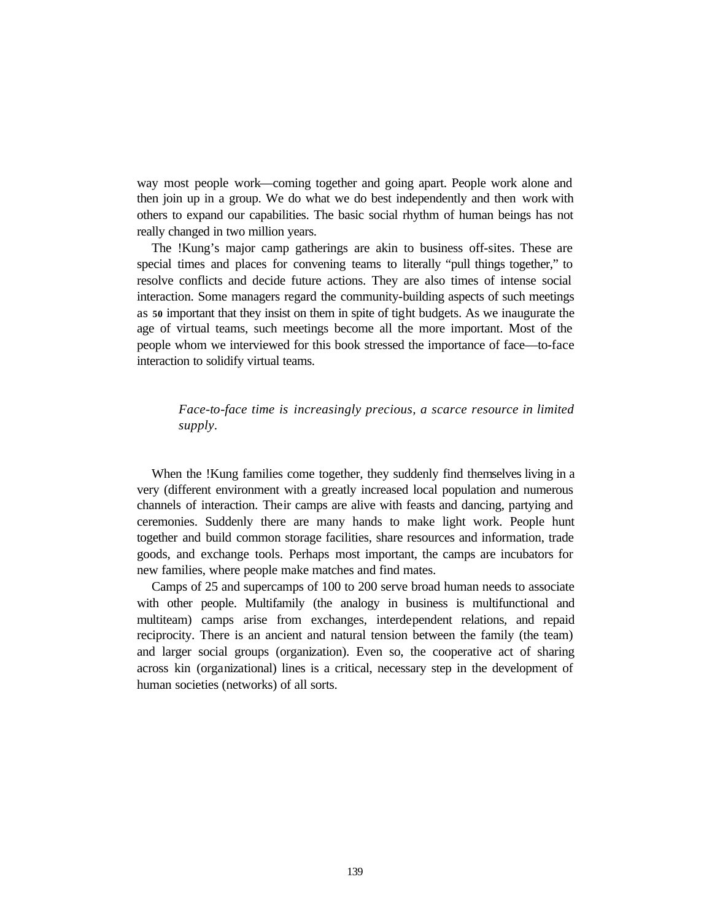way most people work—coming together and going apart. People work alone and then join up in a group. We do what we do best independently and then work with others to expand our capabilities. The basic social rhythm of human beings has not really changed in two million years.

The !Kung's major camp gatherings are akin to business off-sites. These are special times and places for convening teams to literally "pull things together," to resolve conflicts and decide future actions. They are also times of intense social interaction. Some managers regard the community-building aspects of such meetings as 50 important that they insist on them in spite of tight budgets. As we inaugurate the age of virtual teams, such meetings become all the more important. Most of the people whom we interviewed for this book stressed the importance of face—to-face interaction to solidify virtual teams.

> *Face-to-face time is increasingly precious, a scarce resource in limited supply.*

When the !Kung families come together, they suddenly find themselves living in a very (different environment with a greatly increased local population and numerous channels of interaction. Their camps are alive with feasts and dancing, partying and ceremonies. Suddenly there are many hands to make light work. People hunt together and build common storage facilities, share resources and information, trade goods, and exchange tools. Perhaps most important, the camps are incubators for new families, where people make matches and find mates.

Camps of 25 and supercamps of 100 to 200 serve broad human needs to associate with other people. Multifamily (the analogy in business is multifunctional and multiteam) camps arise from exchanges, interdependent relations, and repaid reciprocity. There is an ancient and natural tension between the family (the team) and larger social groups (organization). Even so, the cooperative act of sharing across kin (organizational) lines is a critical, necessary step in the development of human societies (networks) of all sorts.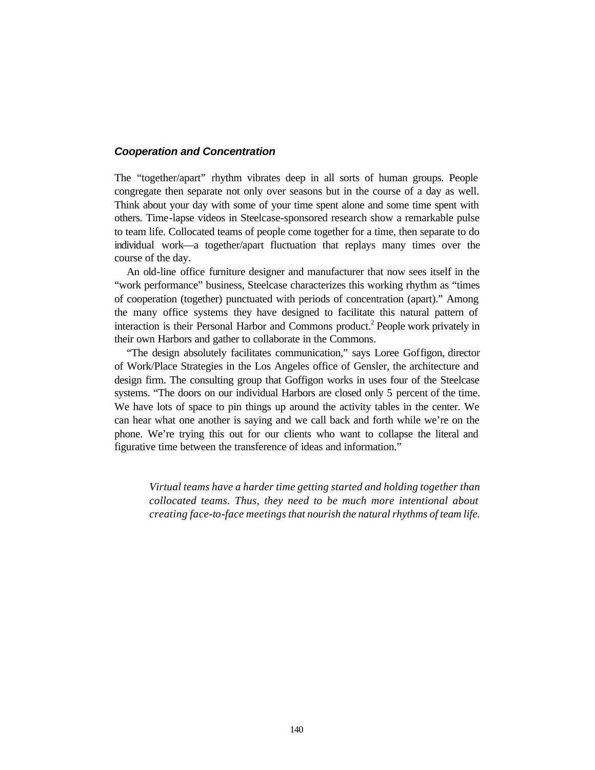### ***Cooperation and Concentration***

The “together/apart” rhythm vibrates deep in all sorts of human groups. People congregate then separate not only over seasons but in the course of a day as well. Think about your day with some of your time spent alone and some time spent with others. Time-lapse videos in Steelcase-sponsored research show a remarkable pulse to team life. Collocated teams of people come together for a time, then separate to do individual work—a together/apart fluctuation that replays many times over the course of the day.

An old-line office furniture designer and manufacturer that now sees itself in the “work performance” business, Steelcase characterizes this working rhythm as “times of cooperation (together) punctuated with periods of concentration (apart).” Among the many office systems they have designed to facilitate this natural pattern of interaction is their Personal Harbor and Commons product.[2] People work privately in their own Harbors and gather to collaborate in the Commons.

“The design absolutely facilitates communication,” says Loree Goffigon, director of Work/Place Strategies in the Los Angeles office of Gensler, the architecture and design firm. The consulting group that Goffigon works in uses four of the Steelcase systems. “The doors on our individual Harbors are closed only 5 percent of the time. We have lots of space to pin things up around the activity tables in the center. We can hear what one another is saying and we call back and forth while we’re on the phone. We’re trying this out for our clients who want to collapse the literal and figurative time between the transference of ideas and information.”

> *Virtual teams have a harder time getting started and holding together than collocated teams. Thus, they need to be much more intentional about creating face-to-face meetings that nourish the natural rhythms of team life.*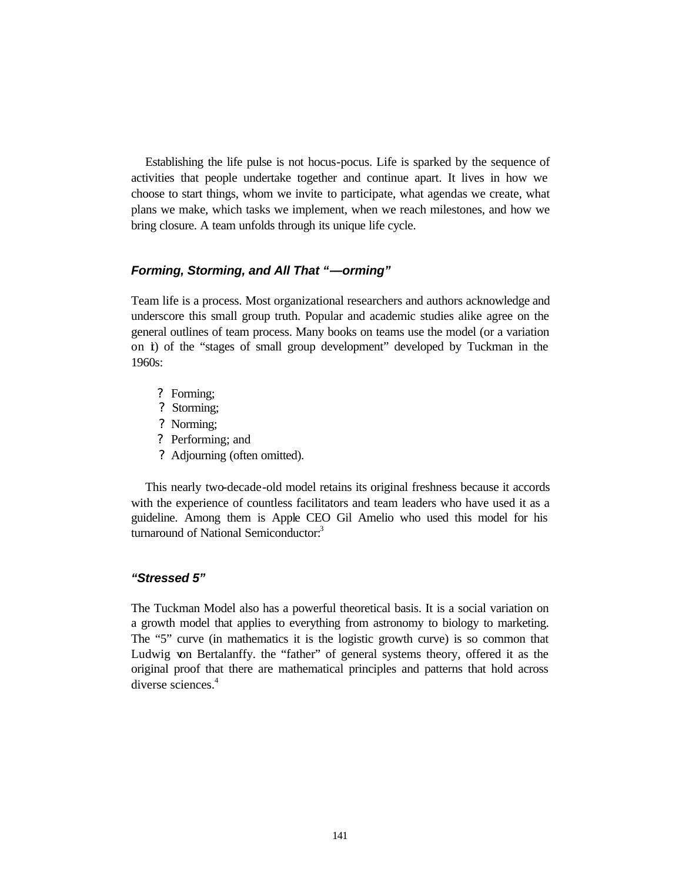Establishing the life pulse is not hocus-pocus. Life is sparked by the sequence of activities that people undertake together and continue apart. It lives in how we choose to start things, whom we invite to participate, what agendas we create, what plans we make, which tasks we implement, when we reach milestones, and how we bring closure. A team unfolds through its unique life cycle.

### *Forming, Storming, and All That "—orming"*

Team life is a process. Most organizational researchers and authors acknowledge and underscore this small group truth. Popular and academic studies alike agree on the general outlines of team process. Many books on teams use the model (or a variation on it) of the "stages of small group development" developed by Tuckman in the 1960s:

- Forming;
- Storming;
- Norming;
- Performing; and
- Adjourning (often omitted).

This nearly two-decade-old model retains its original freshness because it accords with the experience of countless facilitators and team leaders who have used it as a guideline. Among them is Apple CEO Gil Amelio who used this model for his turnaround of National Semiconductor.[3]

### *"Stressed 5"*

The Tuckman Model also has a powerful theoretical basis. It is a social variation on a growth model that applies to everything from astronomy to biology to marketing. The "5" curve (in mathematics it is the logistic growth curve) is so common that Ludwig von Bertalanffy. the "father" of general systems theory, offered it as the original proof that there are mathematical principles and patterns that hold across diverse sciences.[4]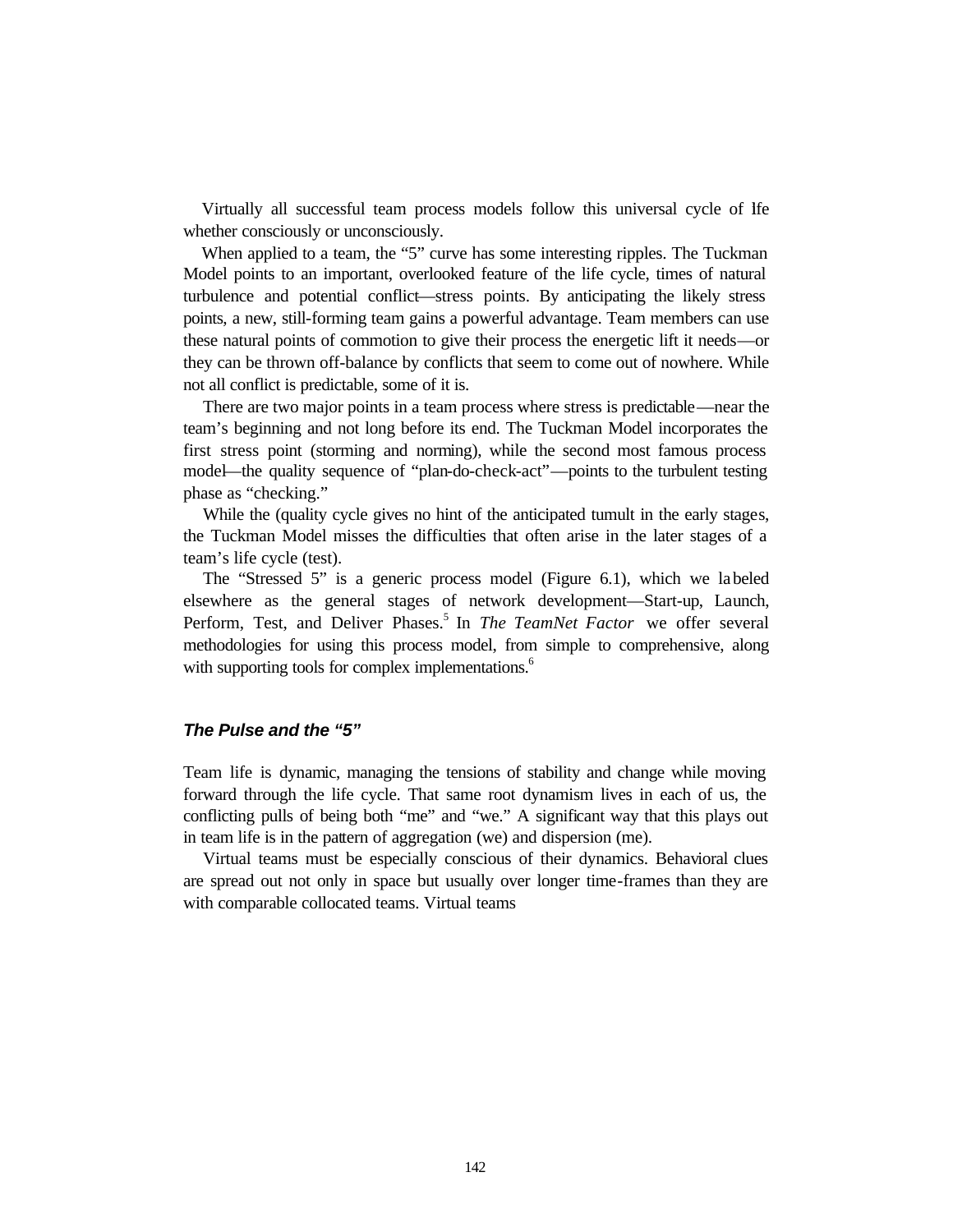Virtually all successful team process models follow this universal cycle of life whether consciously or unconsciously.

When applied to a team, the "5" curve has some interesting ripples. The Tuckman Model points to an important, overlooked feature of the life cycle, times of natural turbulence and potential conflict—stress points. By anticipating the likely stress points, a new, still-forming team gains a powerful advantage. Team members can use these natural points of commotion to give their process the energetic lift it needs—or they can be thrown off-balance by conflicts that seem to come out of nowhere. While not all conflict is predictable, some of it is.

There are two major points in a team process where stress is predictable—near the team's beginning and not long before its end. The Tuckman Model incorporates the first stress point (storming and norming), while the second most famous process model—the quality sequence of "plan-do-check-act"—points to the turbulent testing phase as "checking."

While the (quality cycle gives no hint of the anticipated tumult in the early stages, the Tuckman Model misses the difficulties that often arise in the later stages of a team's life cycle (test).

The "Stressed 5" is a generic process model (Figure 6.1), which we labeled elsewhere as the general stages of network development—Start-up, Launch, Perform, Test, and Deliver Phases.[5] In *The TeamNet Factor* we offer several methodologies for using this process model, from simple to comprehensive, along with supporting tools for complex implementations.[6]

### *The Pulse and the "5"*

Team life is dynamic, managing the tensions of stability and change while moving forward through the life cycle. That same root dynamism lives in each of us, the conflicting pulls of being both "me" and "we." A significant way that this plays out in team life is in the pattern of aggregation (we) and dispersion (me).

Virtual teams must be especially conscious of their dynamics. Behavioral clues are spread out not only in space but usually over longer time-frames than they are with comparable collocated teams. Virtual teams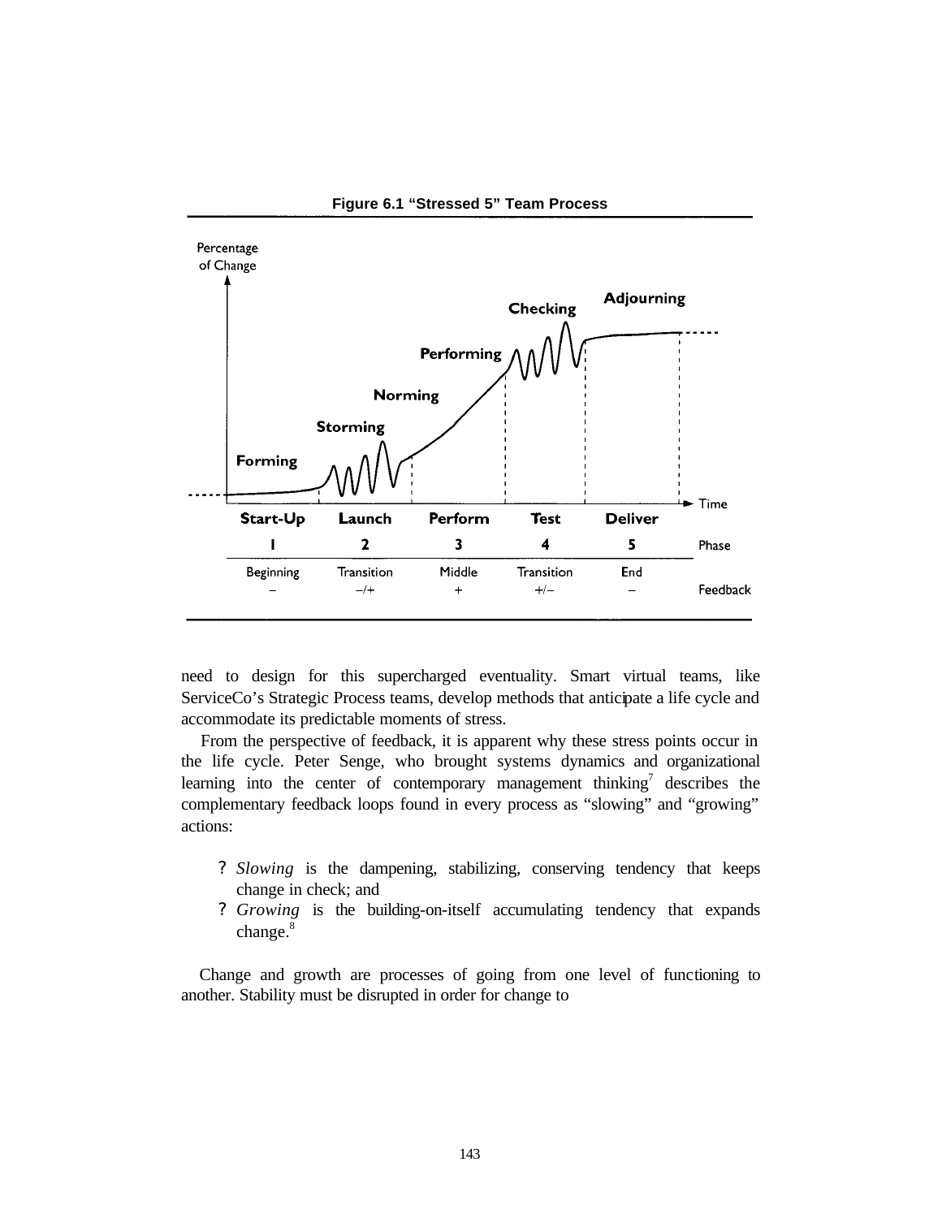**Figure 6.1 "Stressed 5" Team Process**

| Start-Up | Launch | Perform | Test | Deliver | |
|---|---|---|---|---|---|
| 1 | 2 | 3 | 4 | 5 | Phase |
| Beginning | Transition | Middle | Transition | End | |
| – | –/+ | + | +/– | – | Feedback |

need to design for this supercharged eventuality. Smart virtual teams, like ServiceCo's Strategic Process teams, develop methods that anticipate a life cycle and accommodate its predictable moments of stress.

From the perspective of feedback, it is apparent why these stress points occur in the life cycle. Peter Senge, who brought systems dynamics and organizational learning into the center of contemporary management thinking[7] describes the complementary feedback loops found in every process as "slowing" and "growing" actions:

- *Slowing* is the dampening, stabilizing, conserving tendency that keeps change in check; and
- *Growing* is the building-on-itself accumulating tendency that expands change.[8]

Change and growth are processes of going from one level of functioning to another. Stability must be disrupted in order for change to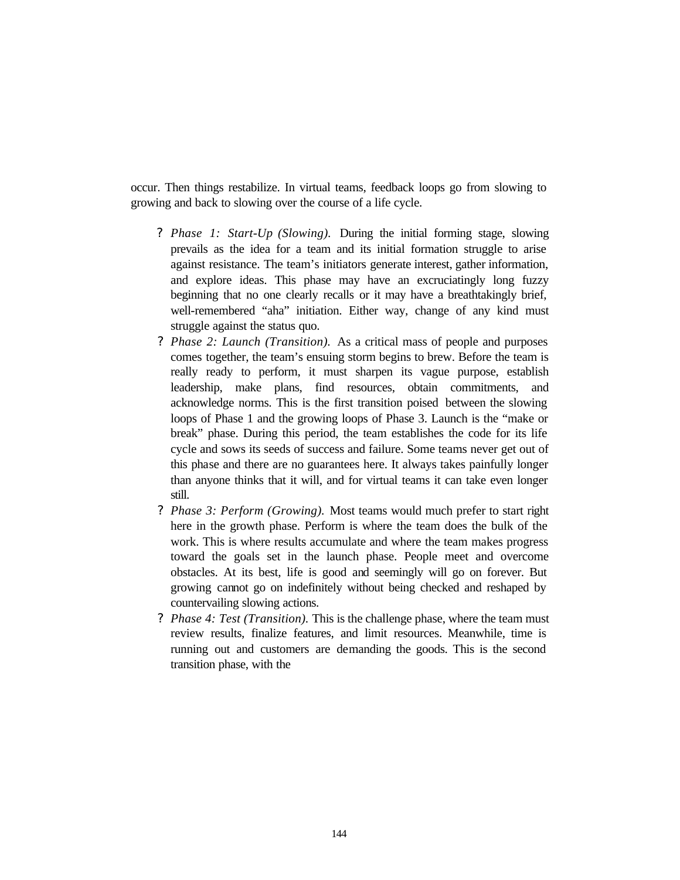occur. Then things restabilize. In virtual teams, feedback loops go from slowing to growing and back to slowing over the course of a life cycle.

- *Phase 1: Start-Up (Slowing).* During the initial forming stage, slowing prevails as the idea for a team and its initial formation struggle to arise against resistance. The team's initiators generate interest, gather information, and explore ideas. This phase may have an excruciatingly long fuzzy beginning that no one clearly recalls or it may have a breathtakingly brief, well-remembered "aha" initiation. Either way, change of any kind must struggle against the status quo.
- *Phase 2: Launch (Transition).* As a critical mass of people and purposes comes together, the team's ensuing storm begins to brew. Before the team is really ready to perform, it must sharpen its vague purpose, establish leadership, make plans, find resources, obtain commitments, and acknowledge norms. This is the first transition poised between the slowing loops of Phase 1 and the growing loops of Phase 3. Launch is the "make or break" phase. During this period, the team establishes the code for its life cycle and sows its seeds of success and failure. Some teams never get out of this phase and there are no guarantees here. It always takes painfully longer than anyone thinks that it will, and for virtual teams it can take even longer still.
- *Phase 3: Perform (Growing).* Most teams would much prefer to start right here in the growth phase. Perform is where the team does the bulk of the work. This is where results accumulate and where the team makes progress toward the goals set in the launch phase. People meet and overcome obstacles. At its best, life is good and seemingly will go on forever. But growing cannot go on indefinitely without being checked and reshaped by countervailing slowing actions.
- *Phase 4: Test (Transition).* This is the challenge phase, where the team must review results, finalize features, and limit resources. Meanwhile, time is running out and customers are demanding the goods. This is the second transition phase, with the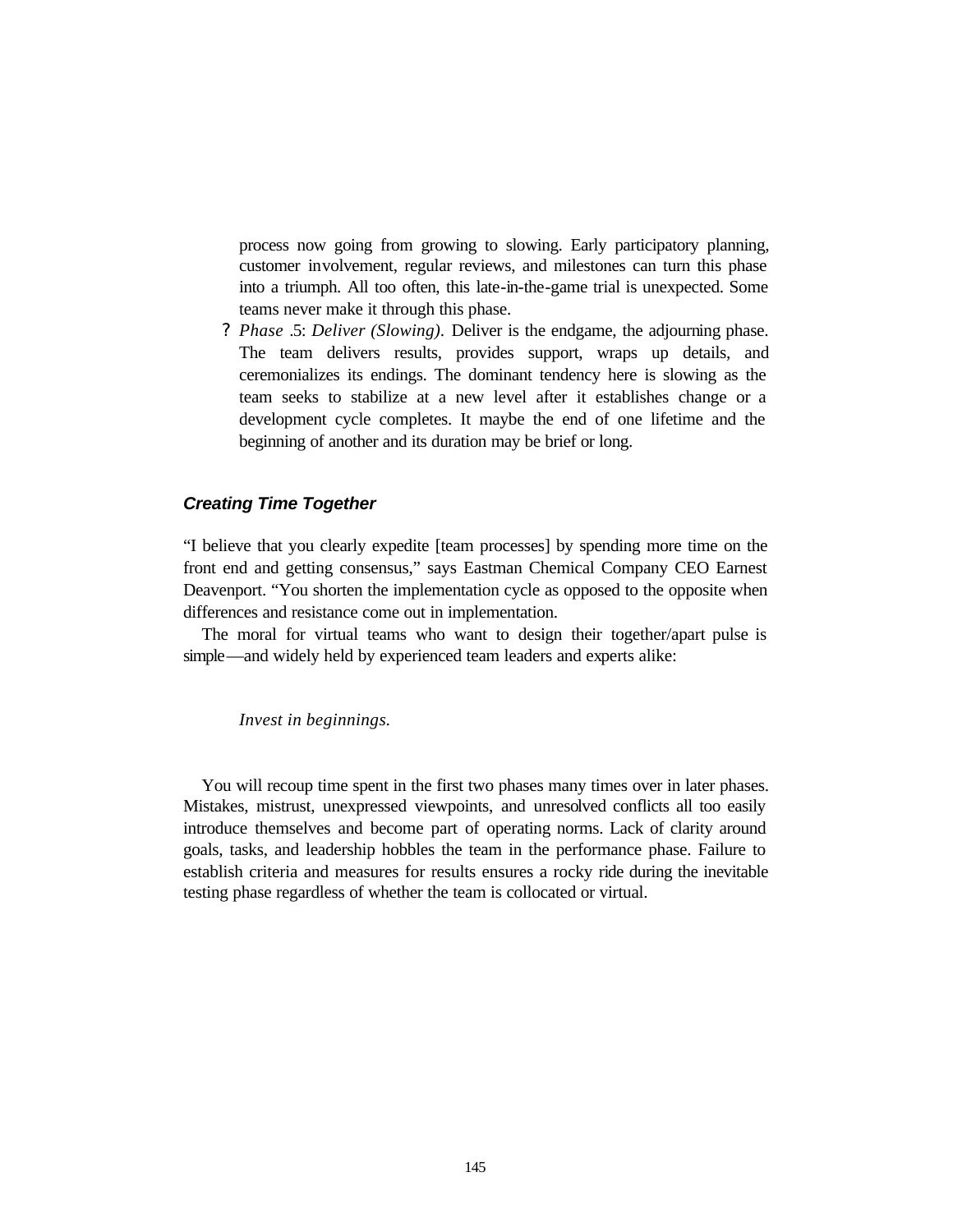process now going from growing to slowing. Early participatory planning, customer involvement, regular reviews, and milestones can turn this phase into a triumph. All too often, this late-in-the-game trial is unexpected. Some teams never make it through this phase.

? *Phase .5: Deliver (Slowing).* Deliver is the endgame, the adjourning phase. The team delivers results, provides support, wraps up details, and ceremonializes its endings. The dominant tendency here is slowing as the team seeks to stabilize at a new level after it establishes change or a development cycle completes. It maybe the end of one lifetime and the beginning of another and its duration may be brief or long.

### *Creating Time Together*

"I believe that you clearly expedite [team processes] by spending more time on the front end and getting consensus," says Eastman Chemical Company CEO Earnest Deavenport. "You shorten the implementation cycle as opposed to the opposite when differences and resistance come out in implementation.

The moral for virtual teams who want to design their together/apart pulse is simple—and widely held by experienced team leaders and experts alike:

*Invest in beginnings.*

You will recoup time spent in the first two phases many times over in later phases. Mistakes, mistrust, unexpressed viewpoints, and unresolved conflicts all too easily introduce themselves and become part of operating norms. Lack of clarity around goals, tasks, and leadership hobbles the team in the performance phase. Failure to establish criteria and measures for results ensures a rocky ride during the inevitable testing phase regardless of whether the team is collocated or virtual.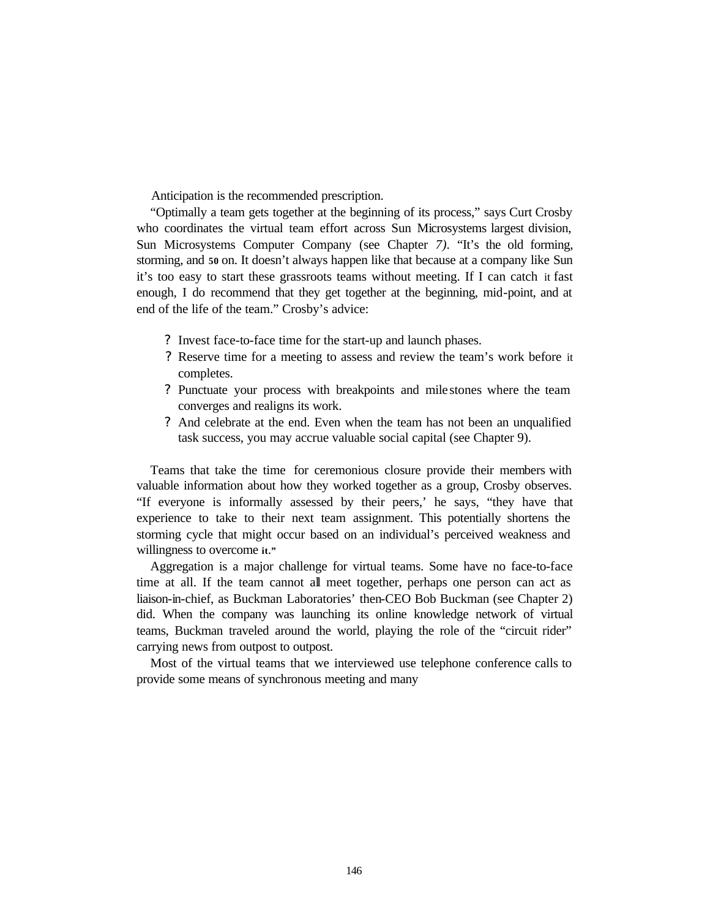Anticipation is the recommended prescription.

"Optimally a team gets together at the beginning of its process," says Curt Crosby who coordinates the virtual team effort across Sun Microsystems largest division, Sun Microsystems Computer Company (see Chapter *7)*. "It's the old forming, storming, and 50 on. It doesn't always happen like that because at a company like Sun it's too easy to start these grassroots teams without meeting. If I can catch it fast enough, I do recommend that they get together at the beginning, mid-point, and at end of the life of the team." Crosby's advice:

- Invest face-to-face time for the start-up and launch phases.
- Reserve time for a meeting to assess and review the team's work before it completes.
- Punctuate your process with breakpoints and mile stones where the team converges and realigns its work.
- And celebrate at the end. Even when the team has not been an unqualified task success, you may accrue valuable social capital (see Chapter 9).

Teams that take the time for ceremonious closure provide their members with valuable information about how they worked together as a group, Crosby observes. "If everyone is informally assessed by their peers,' he says, "they have that experience to take to their next team assignment. This potentially shortens the storming cycle that might occur based on an individual's perceived weakness and willingness to overcome it."

Aggregation is a major challenge for virtual teams. Some have no face-to-face time at all. If the team cannot all meet together, perhaps one person can act as liaison-in-chief, as Buckman Laboratories' then-CEO Bob Buckman (see Chapter 2) did. When the company was launching its online knowledge network of virtual teams, Buckman traveled around the world, playing the role of the "circuit rider" carrying news from outpost to outpost.

Most of the virtual teams that we interviewed use telephone conference calls to provide some means of synchronous meeting and many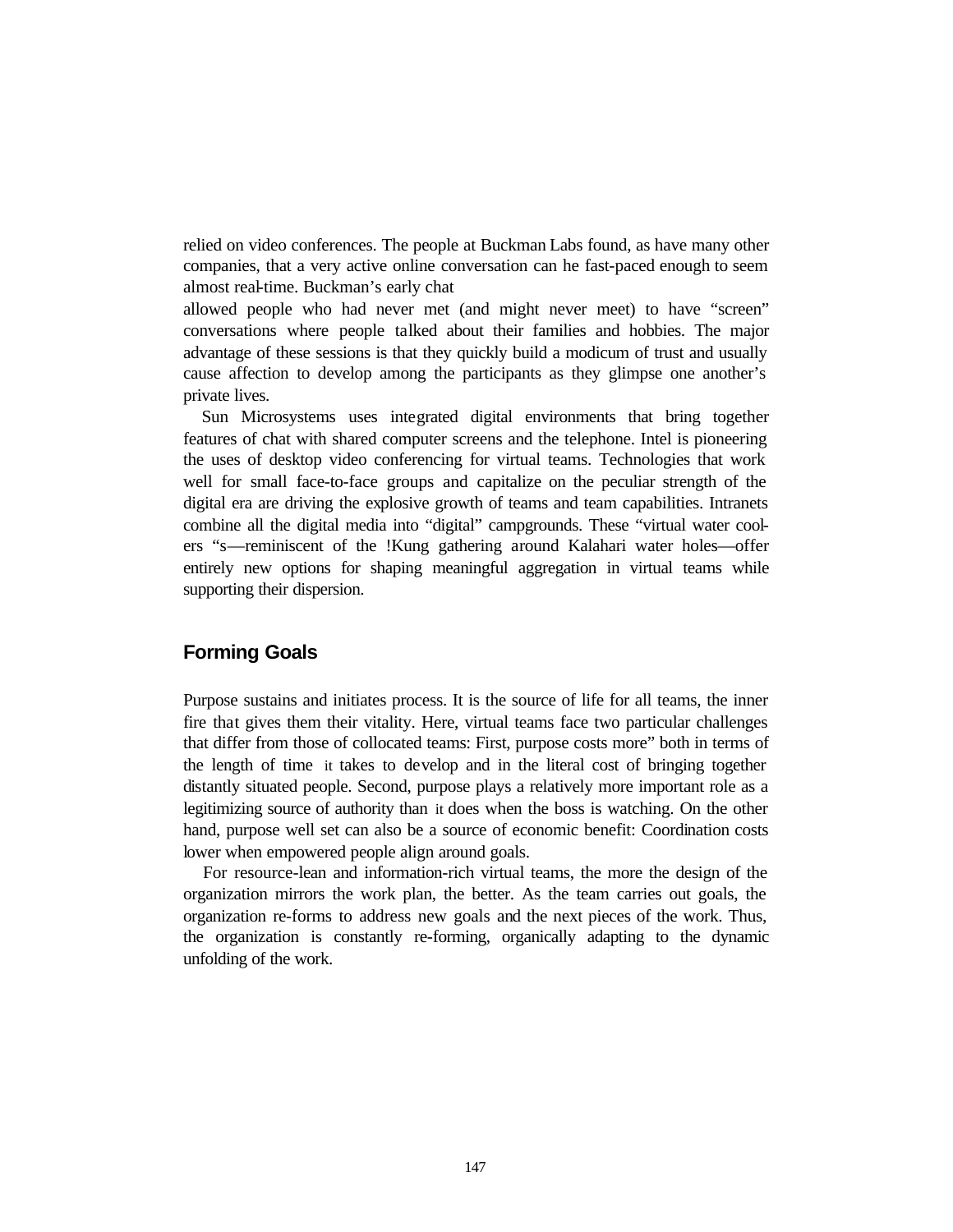relied on video conferences. The people at Buckman Labs found, as have many other companies, that a very active online conversation can he fast-paced enough to seem almost real-time. Buckman's early chat allowed people who had never met (and might never meet) to have "screen" conversations where people talked about their families and hobbies. The major advantage of these sessions is that they quickly build a modicum of trust and usually cause affection to develop among the participants as they glimpse one another's private lives.

Sun Microsystems uses integrated digital environments that bring together features of chat with shared computer screens and the telephone. Intel is pioneering the uses of desktop video conferencing for virtual teams. Technologies that work well for small face-to-face groups and capitalize on the peculiar strength of the digital era are driving the explosive growth of teams and team capabilities. Intranets combine all the digital media into "digital" campgrounds. These "virtual water coolers "s—reminiscent of the !Kung gathering around Kalahari water holes—offer entirely new options for shaping meaningful aggregation in virtual teams while supporting their dispersion.

## Forming Goals

Purpose sustains and initiates process. It is the source of life for all teams, the inner fire that gives them their vitality. Here, virtual teams face two particular challenges that differ from those of collocated teams: First, purpose costs more" both in terms of the length of time it takes to develop and in the literal cost of bringing together distantly situated people. Second, purpose plays a relatively more important role as a legitimizing source of authority than it does when the boss is watching. On the other hand, purpose well set can also be a source of economic benefit: Coordination costs lower when empowered people align around goals.

For resource-lean and information-rich virtual teams, the more the design of the organization mirrors the work plan, the better. As the team carries out goals, the organization re-forms to address new goals and the next pieces of the work. Thus, the organization is constantly re-forming, organically adapting to the dynamic unfolding of the work.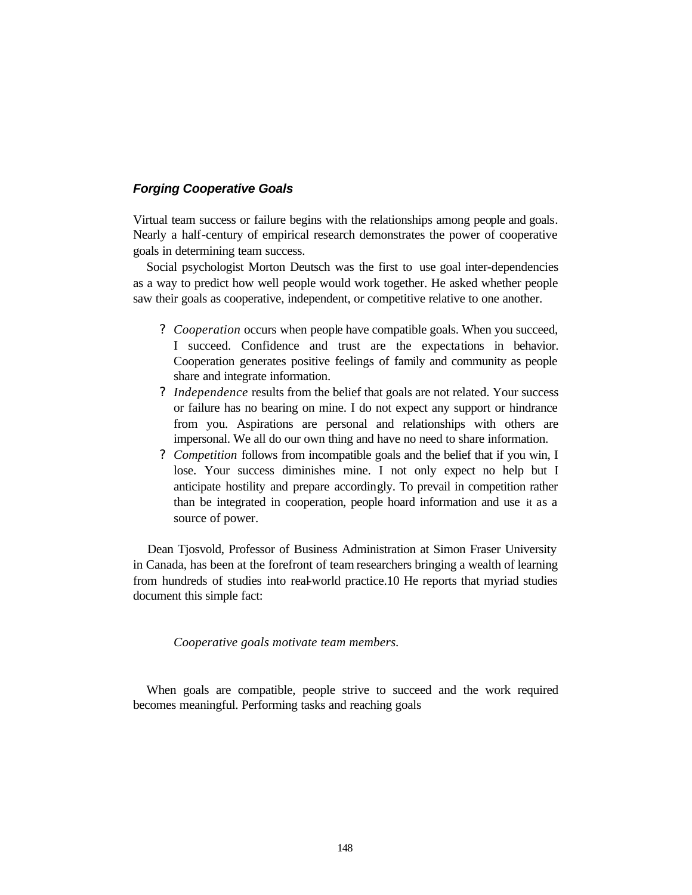### ***Forging Cooperative Goals***

Virtual team success or failure begins with the relationships among people and goals. Nearly a half-century of empirical research demonstrates the power of cooperative goals in determining team success.

Social psychologist Morton Deutsch was the first to use goal inter-dependencies as a way to predict how well people would work together. He asked whether people saw their goals as cooperative, independent, or competitive relative to one another.

- *Cooperation* occurs when people have compatible goals. When you succeed, I succeed. Confidence and trust are the expectations in behavior. Cooperation generates positive feelings of family and community as people share and integrate information.
- *Independence* results from the belief that goals are not related. Your success or failure has no bearing on mine. I do not expect any support or hindrance from you. Aspirations are personal and relationships with others are impersonal. We all do our own thing and have no need to share information.
- *Competition* follows from incompatible goals and the belief that if you win, I lose. Your success diminishes mine. I not only expect no help but I anticipate hostility and prepare accordingly. To prevail in competition rather than be integrated in cooperation, people hoard information and use it as a source of power.

Dean Tjosvold, Professor of Business Administration at Simon Fraser University in Canada, has been at the forefront of team researchers bringing a wealth of learning from hundreds of studies into real-world practice.10 He reports that myriad studies document this simple fact:

*Cooperative goals motivate team members.*

When goals are compatible, people strive to succeed and the work required becomes meaningful. Performing tasks and reaching goals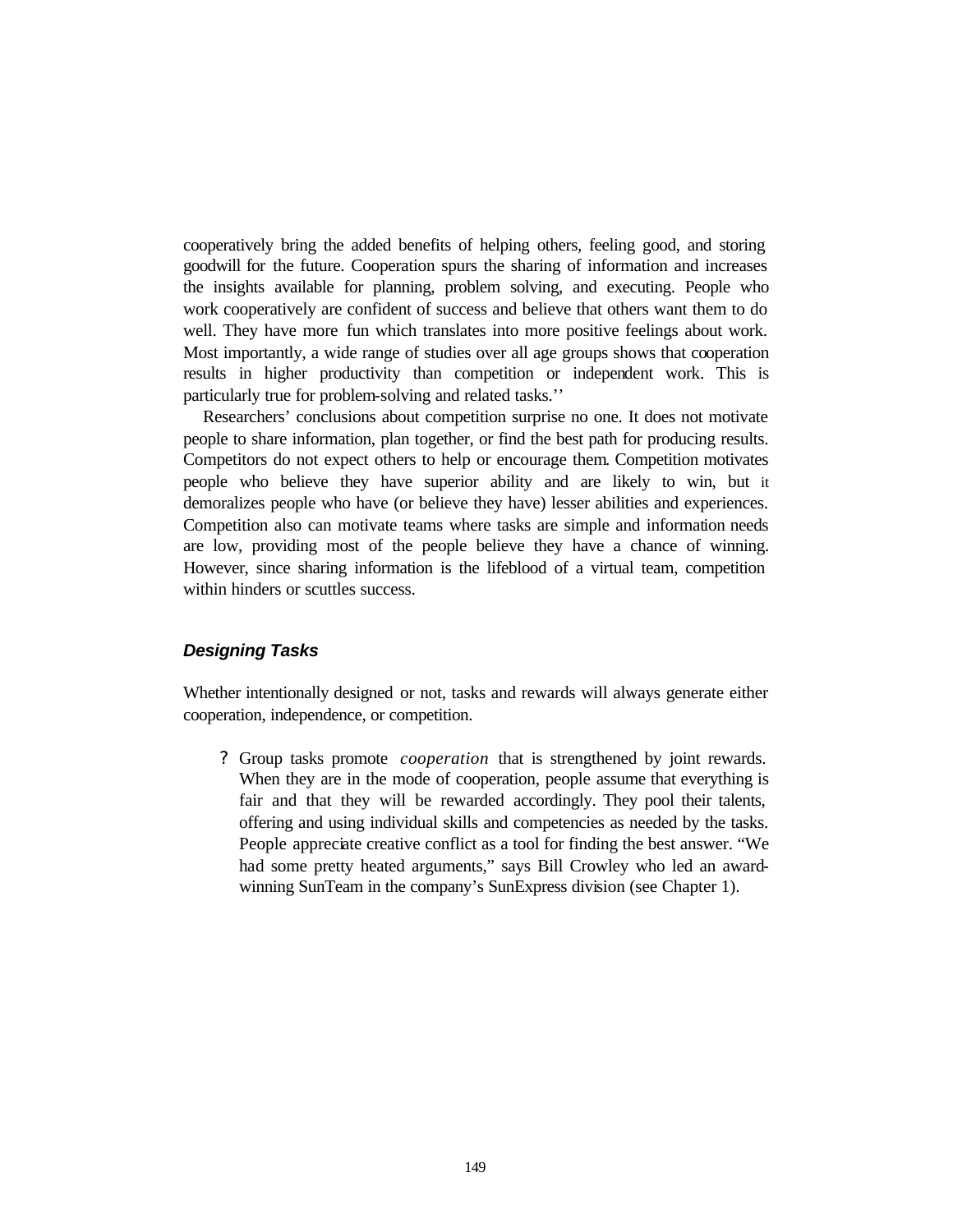cooperatively bring the added benefits of helping others, feeling good, and storing goodwill for the future. Cooperation spurs the sharing of information and increases the insights available for planning, problem solving, and executing. People who work cooperatively are confident of success and believe that others want them to do well. They have more fun which translates into more positive feelings about work. Most importantly, a wide range of studies over all age groups shows that cooperation results in higher productivity than competition or independent work. This is particularly true for problem-solving and related tasks.''

Researchers' conclusions about competition surprise no one. It does not motivate people to share information, plan together, or find the best path for producing results. Competitors do not expect others to help or encourage them. Competition motivates people who believe they have superior ability and are likely to win, but it demoralizes people who have (or believe they have) lesser abilities and experiences. Competition also can motivate teams where tasks are simple and information needs are low, providing most of the people believe they have a chance of winning. However, since sharing information is the lifeblood of a virtual team, competition within hinders or scuttles success.

### *Designing Tasks*

Whether intentionally designed or not, tasks and rewards will always generate either cooperation, independence, or competition.

- Group tasks promote *cooperation* that is strengthened by joint rewards. When they are in the mode of cooperation, people assume that everything is fair and that they will be rewarded accordingly. They pool their talents, offering and using individual skills and competencies as needed by the tasks. People appreciate creative conflict as a tool for finding the best answer. "We had some pretty heated arguments," says Bill Crowley who led an award-winning SunTeam in the company's SunExpress division (see Chapter 1).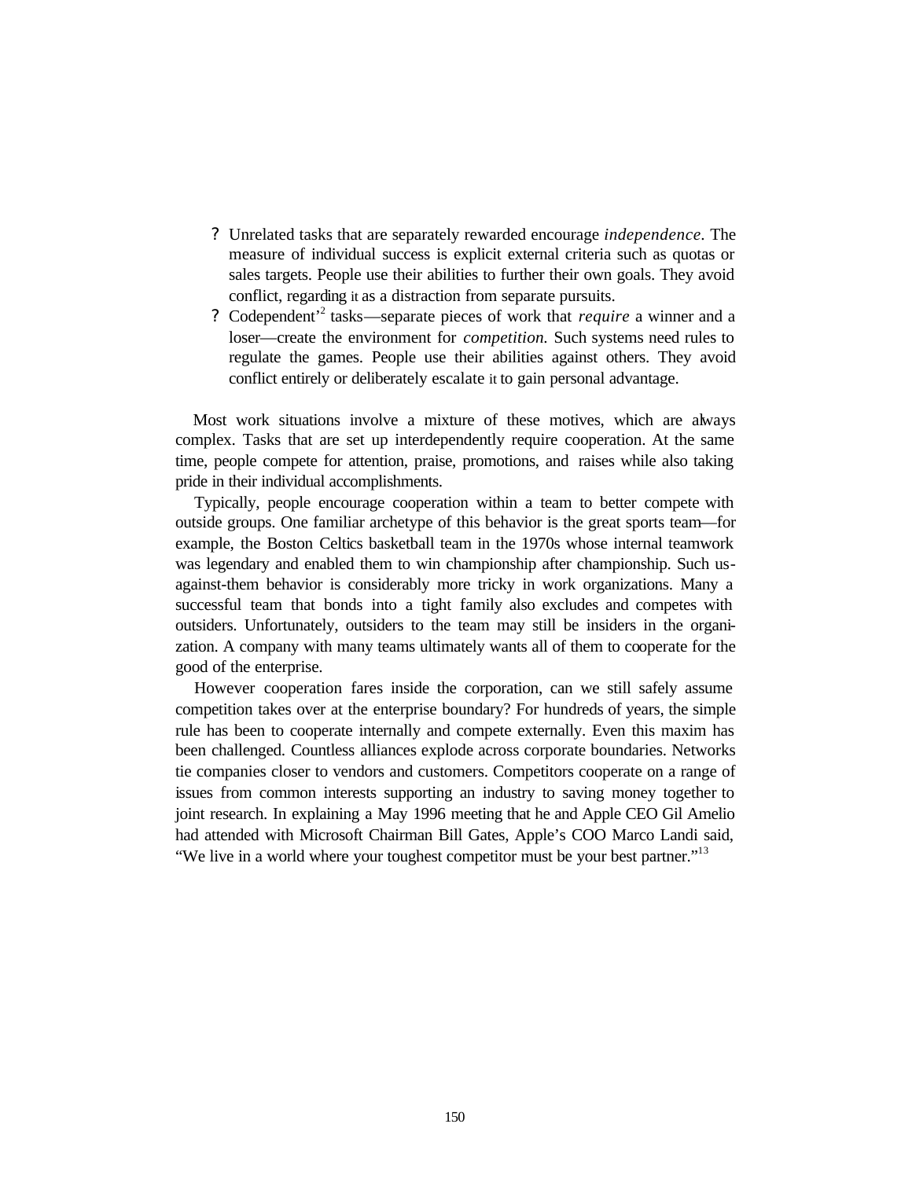- Unrelated tasks that are separately rewarded encourage *independence*. The measure of individual success is explicit external criteria such as quotas or sales targets. People use their abilities to further their own goals. They avoid conflict, regarding it as a distraction from separate pursuits.
- Codependent'[2] tasks—separate pieces of work that *require* a winner and a loser—create the environment for *competition.* Such systems need rules to regulate the games. People use their abilities against others. They avoid conflict entirely or deliberately escalate it to gain personal advantage.

Most work situations involve a mixture of these motives, which are always complex. Tasks that are set up interdependently require cooperation. At the same time, people compete for attention, praise, promotions, and raises while also taking pride in their individual accomplishments.

Typically, people encourage cooperation within a team to better compete with outside groups. One familiar archetype of this behavior is the great sports team—for example, the Boston Celtics basketball team in the 1970s whose internal teamwork was legendary and enabled them to win championship after championship. Such us-against-them behavior is considerably more tricky in work organizations. Many a successful team that bonds into a tight family also excludes and competes with outsiders. Unfortunately, outsiders to the team may still be insiders in the organization. A company with many teams ultimately wants all of them to cooperate for the good of the enterprise.

However cooperation fares inside the corporation, can we still safely assume competition takes over at the enterprise boundary? For hundreds of years, the simple rule has been to cooperate internally and compete externally. Even this maxim has been challenged. Countless alliances explode across corporate boundaries. Networks tie companies closer to vendors and customers. Competitors cooperate on a range of issues from common interests supporting an industry to saving money together to joint research. In explaining a May 1996 meeting that he and Apple CEO Gil Amelio had attended with Microsoft Chairman Bill Gates, Apple's COO Marco Landi said, "We live in a world where your toughest competitor must be your best partner."[13]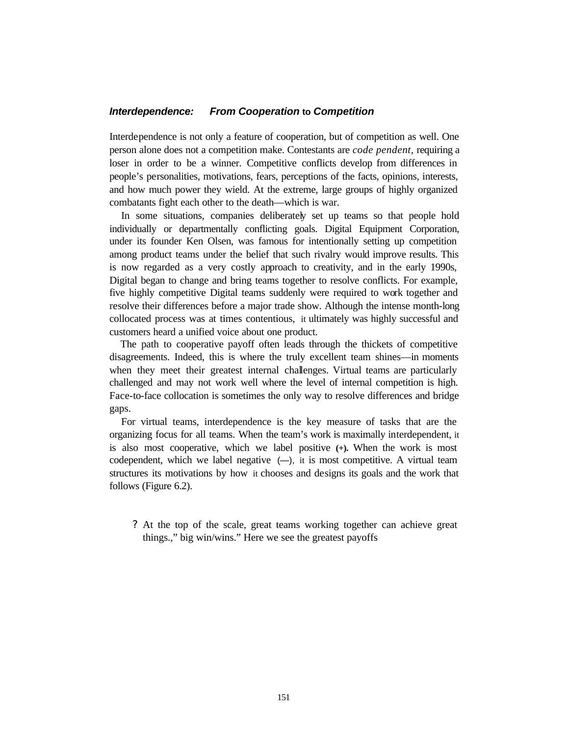### *Interdependence: From Cooperation* **to** *Competition*

Interdependence is not only a feature of cooperation, but of competition as well. One person alone does not a competition make. Contestants are *code pendent*, requiring a loser in order to be a winner. Competitive conflicts develop from differences in people's personalities, motivations, fears, perceptions of the facts, opinions, interests, and how much power they wield. At the extreme, large groups of highly organized combatants fight each other to the death—which is war.

In some situations, companies deliberately set up teams so that people hold individually or departmentally conflicting goals. Digital Equipment Corporation, under its founder Ken Olsen, was famous for intentionally setting up competition among product teams under the belief that such rivalry would improve results. This is now regarded as a very costly approach to creativity, and in the early 1990s, Digital began to change and bring teams together to resolve conflicts. For example, five highly competitive Digital teams suddenly were required to work together and resolve their differences before a major trade show. Although the intense month-long collocated process was at times contentious, it ultimately was highly successful and customers heard a unified voice about one product.

The path to cooperative payoff often leads through the thickets of competitive disagreements. Indeed, this is where the truly excellent team shines—in moments when they meet their greatest internal challenges. Virtual teams are particularly challenged and may not work well where the level of internal competition is high. Face-to-face collocation is sometimes the only way to resolve differences and bridge gaps.

For virtual teams, interdependence is the key measure of tasks that are the organizing focus for all teams. When the team's work is maximally interdependent, it is also most cooperative, which we label positive **(+).** When the work is most codependent, which we label negative (—), it is most competitive. A virtual team structures its motivations by how it chooses and designs its goals and the work that follows (Figure 6.2).

? At the top of the scale, great teams working together can achieve great things.," big win/wins." Here we see the greatest payoffs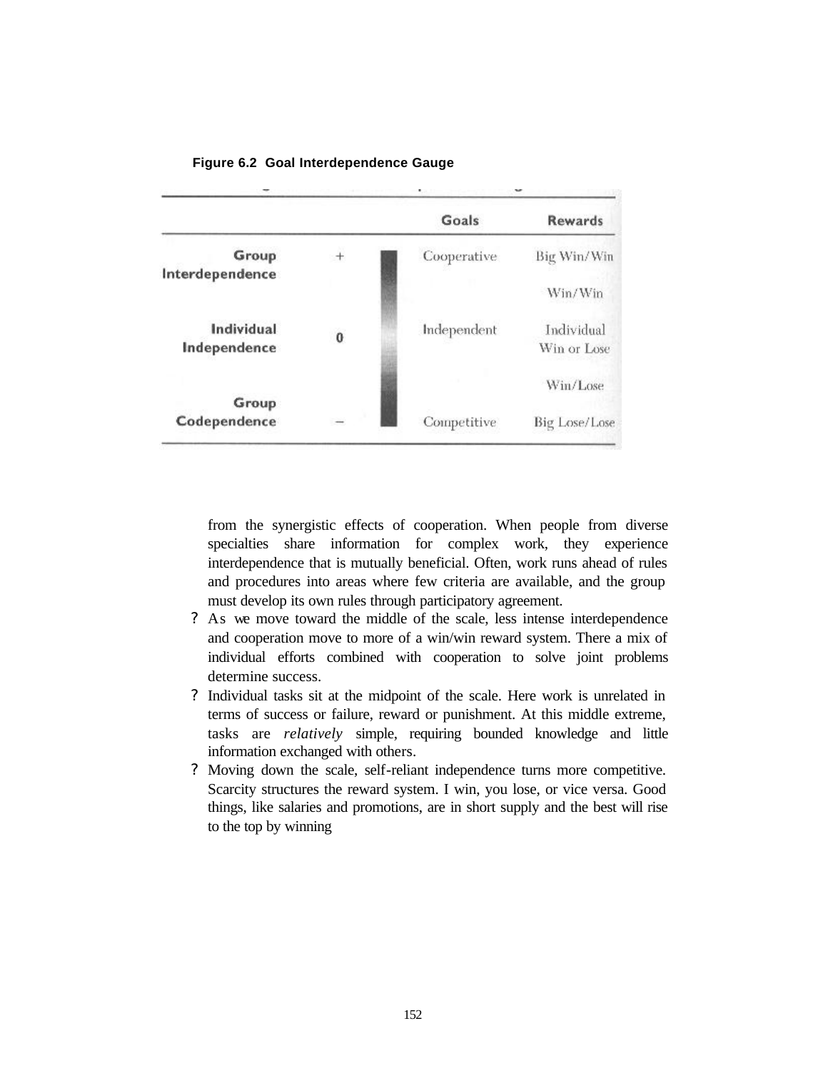**Figure 6.2 Goal Interdependence Gauge**

| | | Goals | Rewards |
|---|---|---|---|
| Group Interdependence | + | Cooperative | Big Win/Win |
| | | | Win/Win |
| Individual Independence | 0 | Independent | Individual Win or Lose |
| | | | Win/Lose |
| Group Codependence | – | Competitive | Big Lose/Lose |

from the synergistic effects of cooperation. When people from diverse specialties share information for complex work, they experience interdependence that is mutually beneficial. Often, work runs ahead of rules and procedures into areas where few criteria are available, and the group must develop its own rules through participatory agreement.

? As we move toward the middle of the scale, less intense interdependence and cooperation move to more of a win/win reward system. There a mix of individual efforts combined with cooperation to solve joint problems determine success.

? Individual tasks sit at the midpoint of the scale. Here work is unrelated in terms of success or failure, reward or punishment. At this middle extreme, tasks are *relatively* simple, requiring bounded knowledge and little information exchanged with others.

? Moving down the scale, self-reliant independence turns more competitive. Scarcity structures the reward system. I win, you lose, or vice versa. Good things, like salaries and promotions, are in short supply and the best will rise to the top by winning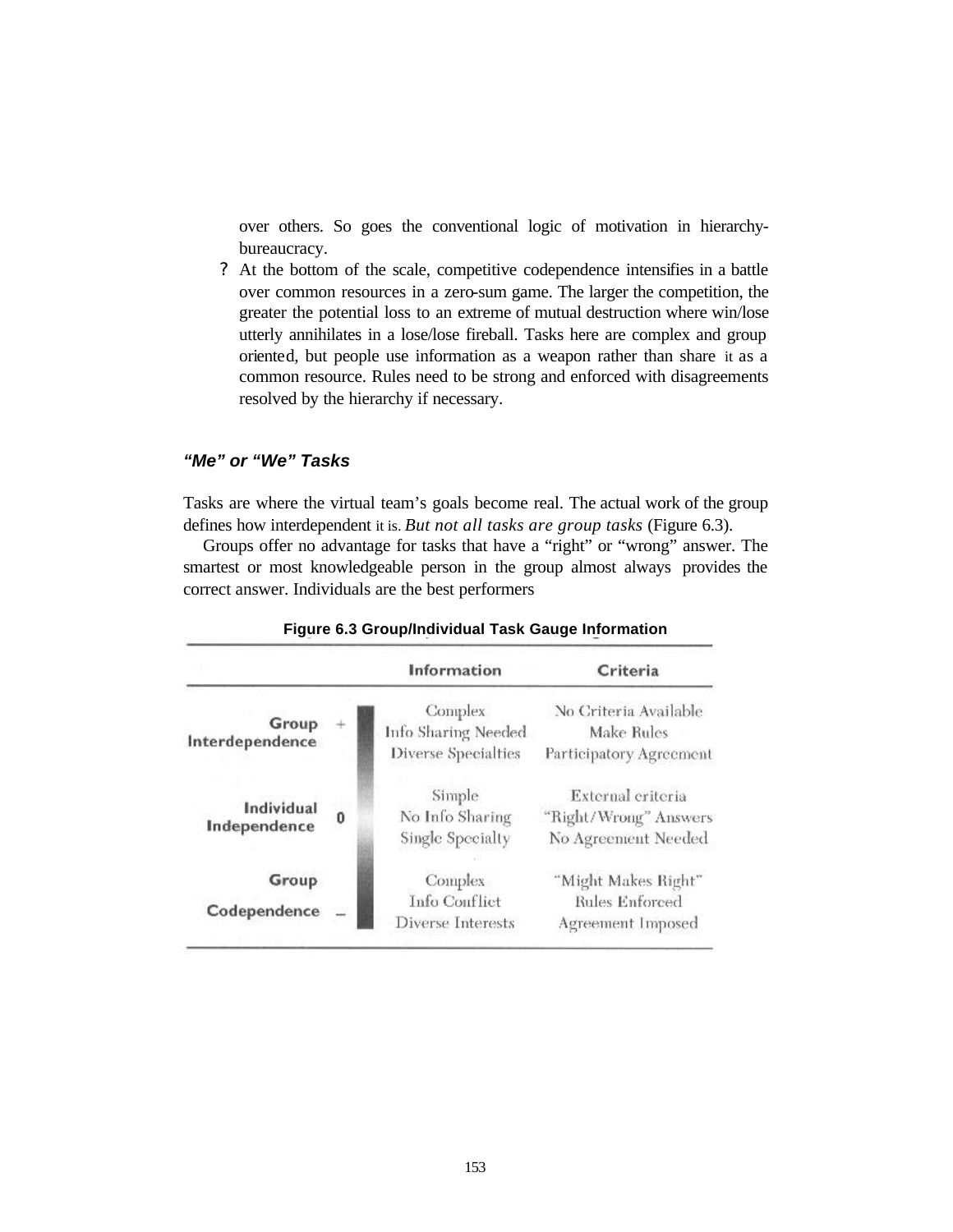over others. So goes the conventional logic of motivation in hierarchy-bureaucracy.

- At the bottom of the scale, competitive codependence intensifies in a battle over common resources in a zero-sum game. The larger the competition, the greater the potential loss to an extreme of mutual destruction where win/lose utterly annihilates in a lose/lose fireball. Tasks here are complex and group oriented, but people use information as a weapon rather than share it as a common resource. Rules need to be strong and enforced with disagreements resolved by the hierarchy if necessary.

### *"Me" or "We" Tasks*

Tasks are where the virtual team's goals become real. The actual work of the group defines how interdependent it is. *But not all tasks are group tasks* (Figure 6.3).

Groups offer no advantage for tasks that have a "right" or "wrong" answer. The smartest or most knowledgeable person in the group almost always provides the correct answer. Individuals are the best performers

**Figure 6.3 Group/Individual Task Gauge Information**

| | | Information | Criteria |
|---|---|---|---|
| Group Interdependence | + | Complex<br>Info Sharing Needed<br>Diverse Specialties | No Criteria Available<br>Make Rules<br>Participatory Agreement |
| Individual Independence | 0 | Simple<br>No Info Sharing<br>Single Specialty | External criteria<br>"Right/Wrong" Answers<br>No Agreement Needed |
| Group Codependence | – | Complex<br>Info Conflict<br>Diverse Interests | "Might Makes Right"<br>Rules Enforced<br>Agreement Imposed |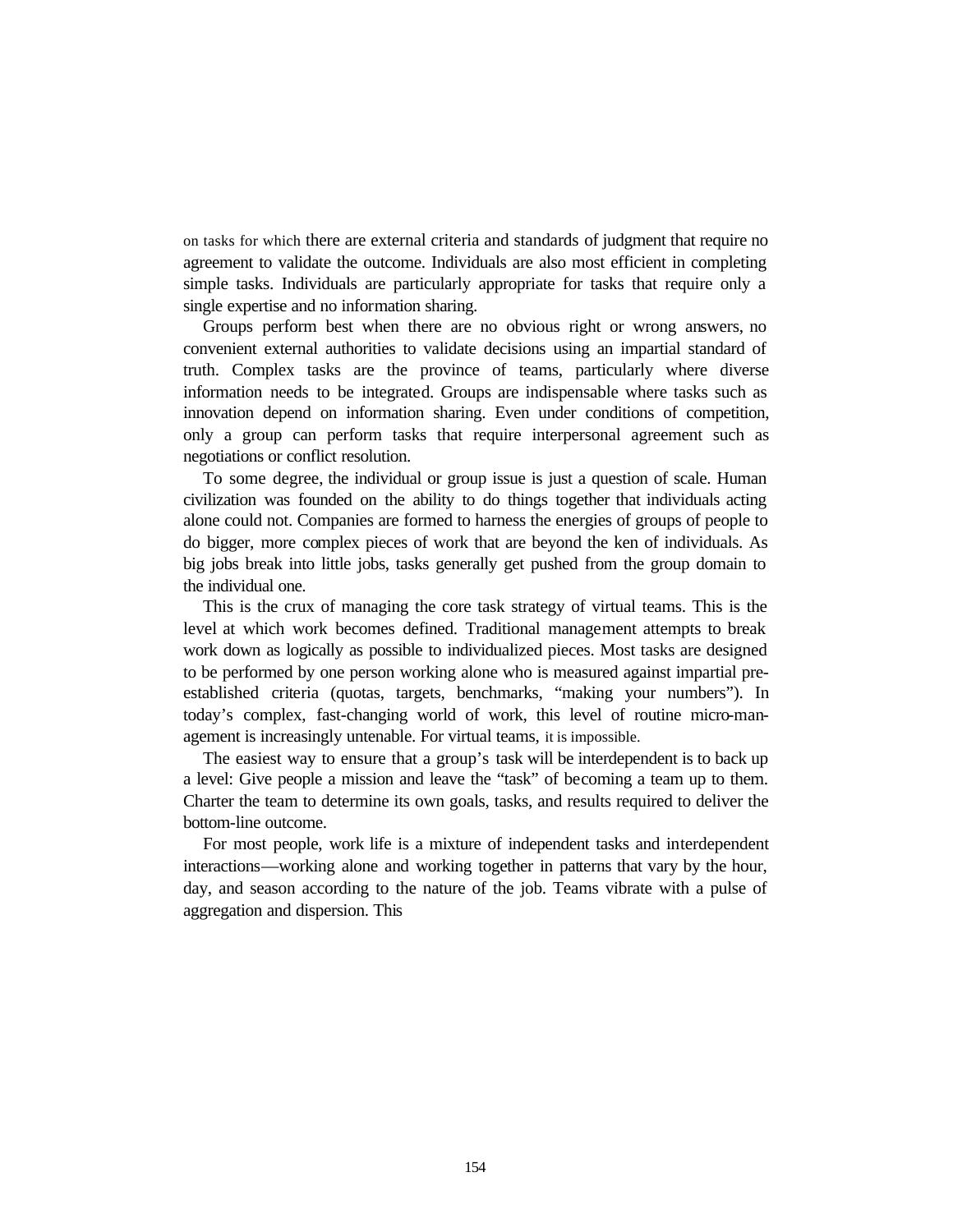on tasks for which there are external criteria and standards of judgment that require no agreement to validate the outcome. Individuals are also most efficient in completing simple tasks. Individuals are particularly appropriate for tasks that require only a single expertise and no information sharing.

Groups perform best when there are no obvious right or wrong answers, no convenient external authorities to validate decisions using an impartial standard of truth. Complex tasks are the province of teams, particularly where diverse information needs to be integrated. Groups are indispensable where tasks such as innovation depend on information sharing. Even under conditions of competition, only a group can perform tasks that require interpersonal agreement such as negotiations or conflict resolution.

To some degree, the individual or group issue is just a question of scale. Human civilization was founded on the ability to do things together that individuals acting alone could not. Companies are formed to harness the energies of groups of people to do bigger, more complex pieces of work that are beyond the ken of individuals. As big jobs break into little jobs, tasks generally get pushed from the group domain to the individual one.

This is the crux of managing the core task strategy of virtual teams. This is the level at which work becomes defined. Traditional management attempts to break work down as logically as possible to individualized pieces. Most tasks are designed to be performed by one person working alone who is measured against impartial pre-established criteria (quotas, targets, benchmarks, "making your numbers"). In today's complex, fast-changing world of work, this level of routine micro-management is increasingly untenable. For virtual teams, it is impossible.

The easiest way to ensure that a group's task will be interdependent is to back up a level: Give people a mission and leave the "task" of becoming a team up to them. Charter the team to determine its own goals, tasks, and results required to deliver the bottom-line outcome.

For most people, work life is a mixture of independent tasks and interdependent interactions—working alone and working together in patterns that vary by the hour, day, and season according to the nature of the job. Teams vibrate with a pulse of aggregation and dispersion. This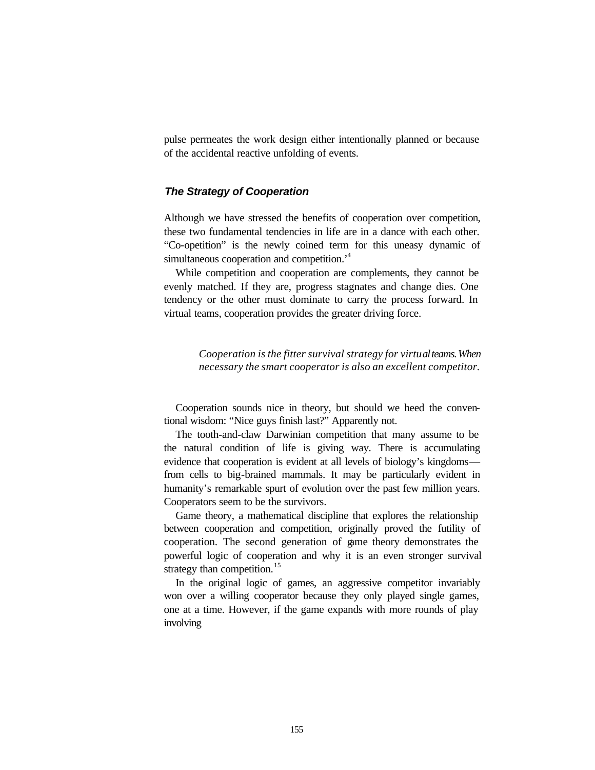pulse permeates the work design either intentionally planned or because of the accidental reactive unfolding of events.

### *The Strategy of Cooperation*

Although we have stressed the benefits of cooperation over competition, these two fundamental tendencies in life are in a dance with each other. "Co-opetition" is the newly coined term for this uneasy dynamic of simultaneous cooperation and competition.'[4]

While competition and cooperation are complements, they cannot be evenly matched. If they are, progress stagnates and change dies. One tendency or the other must dominate to carry the process forward. In virtual teams, cooperation provides the greater driving force.

> *Cooperation is the fitter survival strategy for virtual teams. When necessary the smart cooperator is also an excellent competitor.*

Cooperation sounds nice in theory, but should we heed the conventional wisdom: "Nice guys finish last?" Apparently not.

The tooth-and-claw Darwinian competition that many assume to be the natural condition of life is giving way. There is accumulating evidence that cooperation is evident at all levels of biology's kingdoms—from cells to big-brained mammals. It may be particularly evident in humanity's remarkable spurt of evolution over the past few million years. Cooperators seem to be the survivors.

Game theory, a mathematical discipline that explores the relationship between cooperation and competition, originally proved the futility of cooperation. The second generation of game theory demonstrates the powerful logic of cooperation and why it is an even stronger survival strategy than competition.[15]

In the original logic of games, an aggressive competitor invariably won over a willing cooperator because they only played single games, one at a time. However, if the game expands with more rounds of play involving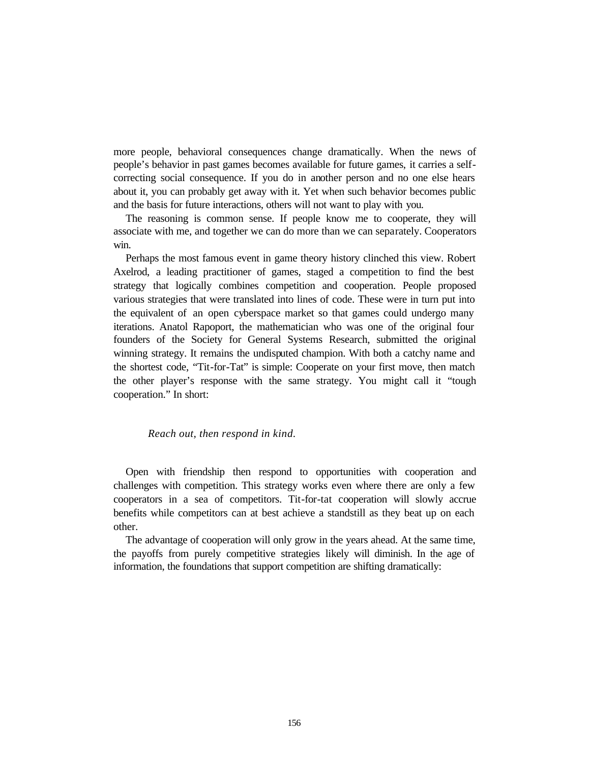more people, behavioral consequences change dramatically. When the news of people's behavior in past games becomes available for future games, it carries a self-correcting social consequence. If you do in another person and no one else hears about it, you can probably get away with it. Yet when such behavior becomes public and the basis for future interactions, others will not want to play with you.

The reasoning is common sense. If people know me to cooperate, they will associate with me, and together we can do more than we can separately. Cooperators win.

Perhaps the most famous event in game theory history clinched this view. Robert Axelrod, a leading practitioner of games, staged a competition to find the best strategy that logically combines competition and cooperation. People proposed various strategies that were translated into lines of code. These were in turn put into the equivalent of an open cyberspace market so that games could undergo many iterations. Anatol Rapoport, the mathematician who was one of the original four founders of the Society for General Systems Research, submitted the original winning strategy. It remains the undisputed champion. With both a catchy name and the shortest code, "Tit-for-Tat" is simple: Cooperate on your first move, then match the other player's response with the same strategy. You might call it "tough cooperation." In short:

> *Reach out, then respond in kind.*

Open with friendship then respond to opportunities with cooperation and challenges with competition. This strategy works even where there are only a few cooperators in a sea of competitors. Tit-for-tat cooperation will slowly accrue benefits while competitors can at best achieve a standstill as they beat up on each other.

The advantage of cooperation will only grow in the years ahead. At the same time, the payoffs from purely competitive strategies likely will diminish. In the age of information, the foundations that support competition are shifting dramatically: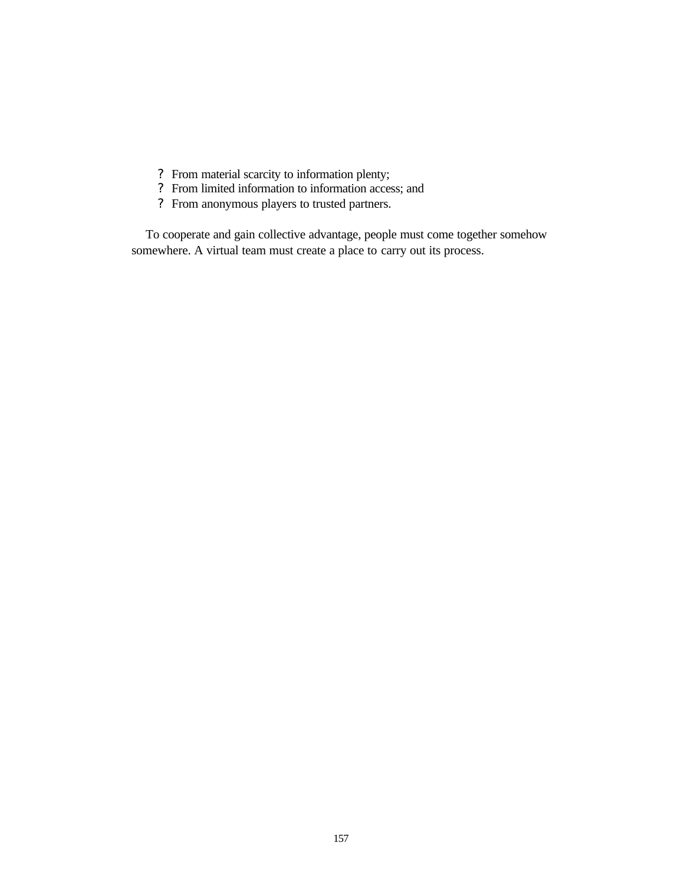- From material scarcity to information plenty;
- From limited information to information access; and
- From anonymous players to trusted partners.

To cooperate and gain collective advantage, people must come together somehow somewhere. A virtual team must create a place to carry out its process.